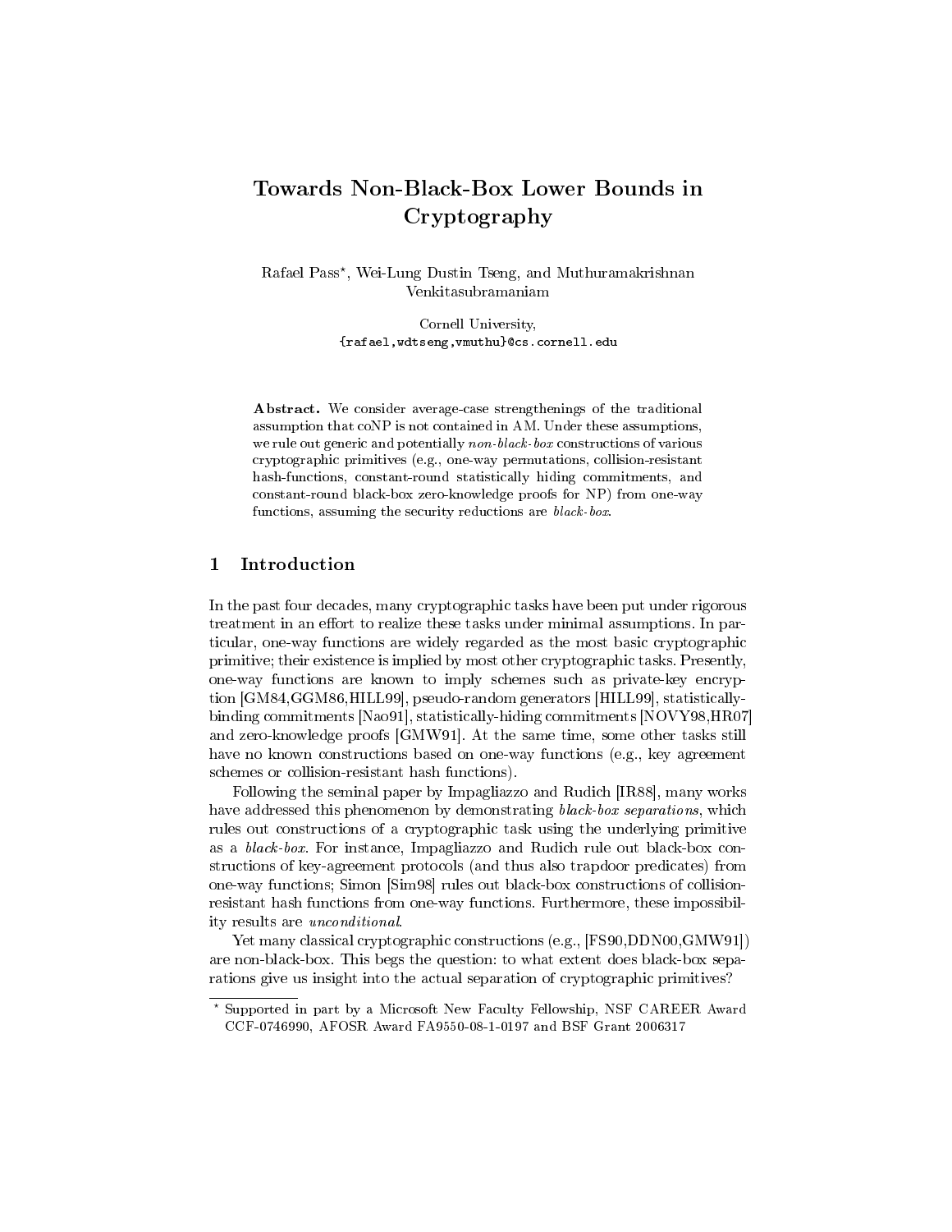# Towards Non-Black-Box Lower Bounds in Cryptography

Rafael Pass*, Wei-Lung Dustin Tseng, and Muthuramakrishnan Venkitasubramaniam

Cornell University,
{rafael,wdtseng,vmuthu}@cs.cornell.edu

**Abstract.** We consider average-case strengthenings of the traditional assumption that coNP is not contained in AM. Under these assumptions, we rule out generic and potentially *non-black-box* constructions of various cryptographic primitives (e.g., one-way permutations, collision-resistant hash-functions, constant-round statistically hiding commitments, and constant-round black-box zero-knowledge proofs for NP) from one-way functions, assuming the security reductions are *black-box*.

## 1 Introduction

In the past four decades, many cryptographic tasks have been put under rigorous treatment in an effort to realize these tasks under minimal assumptions. In particular, one-way functions are widely regarded as the most basic cryptographic primitive; their existence is implied by most other cryptographic tasks. Presently, one-way functions are known to imply schemes such as private-key encryption [GM84,GGM86,HILL99], pseudo-random generators [HILL99], statistically-binding commitments [Nao91], statistically-hiding commitments [NOVY98,HR07] and zero-knowledge proofs [GMW91]. At the same time, some other tasks still have no known constructions based on one-way functions (e.g., key agreement schemes or collision-resistant hash functions).

Following the seminal paper by Impagliazzo and Rudich [IR88], many works have addressed this phenomenon by demonstrating *black-box separations*, which rules out constructions of a cryptographic task using the underlying primitive as a *black-box*. For instance, Impagliazzo and Rudich rule out black-box constructions of key-agreement protocols (and thus also trapdoor predicates) from one-way functions; Simon [Sim98] rules out black-box constructions of collision-resistant hash functions from one-way functions. Furthermore, these impossibility results are *unconditional*.

Yet many classical cryptographic constructions (e.g., [FS90,DDN00,GMW91]) are non-black-box. This begs the question: to what extent does black-box separations give us insight into the actual separation of cryptographic primitives?

---

* Supported in part by a Microsoft New Faculty Fellowship, NSF CAREER Award CCF-0746990, AFOSR Award FA9550-08-1-0197 and BSF Grant 2006317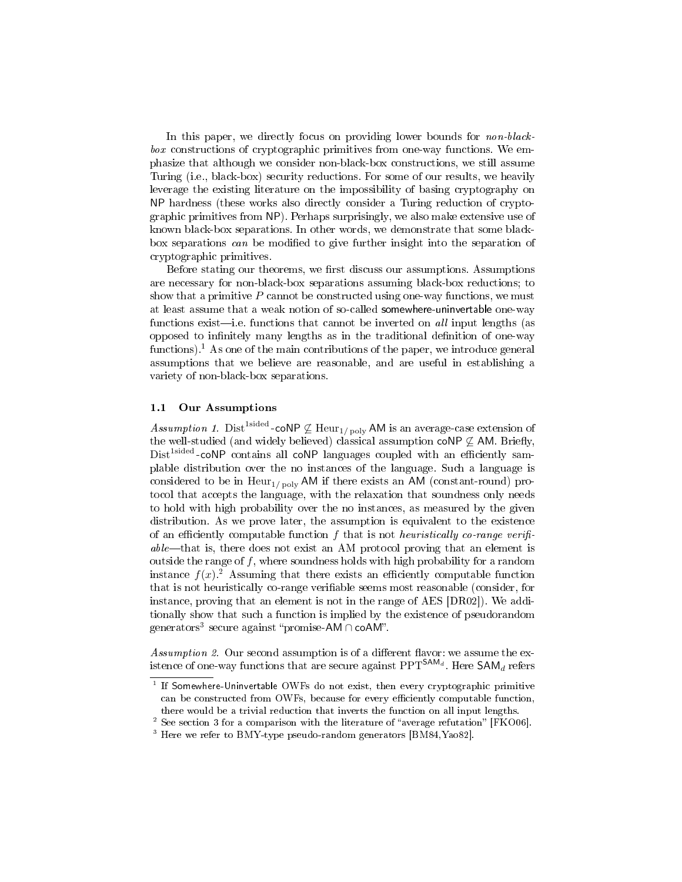In this paper, we directly focus on providing lower bounds for *non-black-box* constructions of cryptographic primitives from one-way functions. We emphasize that although we consider non-black-box constructions, we still assume Turing (i.e., black-box) security reductions. For some of our results, we heavily leverage the existing literature on the impossibility of basing cryptography on NP hardness (these works also directly consider a Turing reduction of cryptographic primitives from NP). Perhaps surprisingly, we also make extensive use of known black-box separations. In other words, we demonstrate that some black-box separations *can* be modified to give further insight into the separation of cryptographic primitives.

Before stating our theorems, we first discuss our assumptions. Assumptions are necessary for non-black-box separations assuming black-box reductions; to show that a primitive $P$ cannot be constructed using one-way functions, we must at least assume that a weak notion of so-called somewhere-uninvertable one-way functions exist—i.e. functions that cannot be inverted on *all* input lengths (as opposed to infinitely many lengths as in the traditional definition of one-way functions).[1] As one of the main contributions of the paper, we introduce general assumptions that we believe are reasonable, and are useful in establishing a variety of non-black-box separations.

### 1.1 Our Assumptions

*Assumption 1.* $\text{Dist}^{\text{1sided}}\text{-coNP} \not\subseteq \text{Heur}_{1/\text{poly}}\,\text{AM}$ is an average-case extension of the well-studied (and widely believed) classical assumption $\text{coNP} \not\subseteq \text{AM}$. Briefly, $\text{Dist}^{\text{1sided}}\text{-coNP}$ contains all coNP languages coupled with an efficiently samplable distribution over the no instances of the language. Such a language is considered to be in $\text{Heur}_{1/\text{poly}}\,\text{AM}$ if there exists an AM (constant-round) protocol that accepts the language, with the relaxation that soundness only needs to hold with high probability over the no instances, as measured by the given distribution. As we prove later, the assumption is equivalent to the existence of an efficiently computable function $f$ that is not *heuristically co-range verifiable*—that is, there does not exist an AM protocol proving that an element is outside the range of $f$, where soundness holds with high probability for a random instance $f(x)$.[2] Assuming that there exists an efficiently computable function that is not heuristically co-range verifiable seems most reasonable (consider, for instance, proving that an element is not in the range of AES [DR02]). We additionally show that such a function is implied by the existence of pseudorandom generators[3] secure against "promise-AM ∩ coAM".

*Assumption 2.* Our second assumption is of a different flavor: we assume the existence of one-way functions that are secure against $\text{PPT}^{\text{SAM}_d}$. Here $\text{SAM}_d$ refers

---

[1] If Somewhere-Uninvertable OWFs do not exist, then every cryptographic primitive can be constructed from OWFs, because for every efficiently computable function, there would be a trivial reduction that inverts the function on all input lengths.

[2] See section 3 for a comparison with the literature of "average refutation" [FKO06].

[3] Here we refer to BMY-type pseudo-random generators [BM84,Yao82].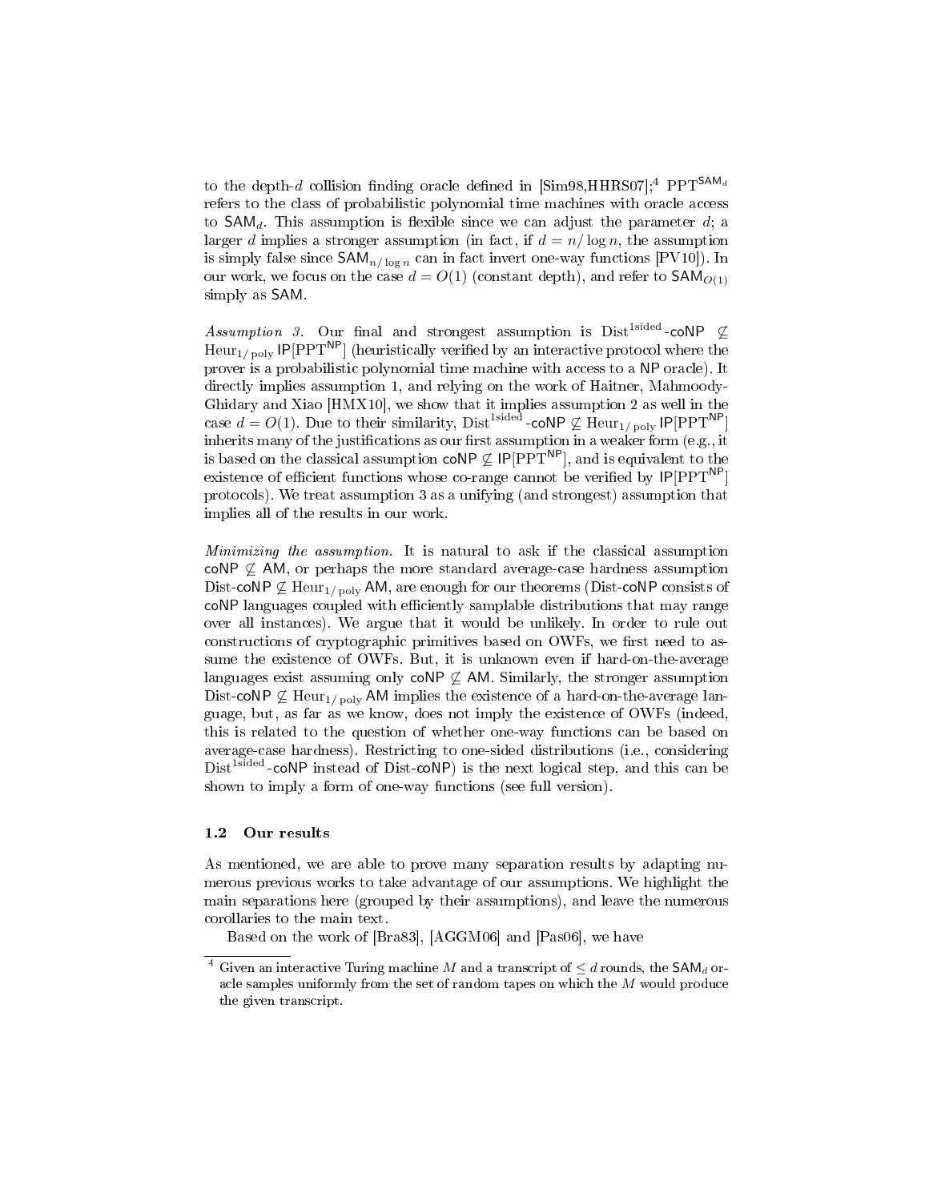to the depth-$d$ collision finding oracle defined in [Sim98,HHRS07];[4] $\mathrm{PPT}^{\mathsf{SAM}_d}$ refers to the class of probabilistic polynomial time machines with oracle access to $\mathsf{SAM}_d$. This assumption is flexible since we can adjust the parameter $d$; a larger $d$ implies a stronger assumption (in fact, if $d = n/\log n$, the assumption is simply false since $\mathsf{SAM}_{n/\log n}$ can in fact invert one-way functions [PV10]). In our work, we focus on the case $d = O(1)$ (constant depth), and refer to $\mathsf{SAM}_{O(1)}$ simply as $\mathsf{SAM}$.

*Assumption 3.* Our final and strongest assumption is $\mathrm{Dist}^{\mathrm{1sided}}\text{-}\mathsf{coNP} \not\subseteq \mathrm{Heur}_{1/\mathrm{poly}}\,\mathsf{IP}[\mathrm{PPT}^{\mathsf{NP}}]$ (heuristically verified by an interactive protocol where the prover is a probabilistic polynomial time machine with access to a $\mathsf{NP}$ oracle). It directly implies assumption 1, and relying on the work of Haitner, Mahmoody-Ghidary and Xiao [HMX10], we show that it implies assumption 2 as well in the case $d = O(1)$. Due to their similarity, $\mathrm{Dist}^{\mathrm{1sided}}\text{-}\mathsf{coNP} \not\subseteq \mathrm{Heur}_{1/\mathrm{poly}}\,\mathsf{IP}[\mathrm{PPT}^{\mathsf{NP}}]$ inherits many of the justifications as our first assumption in a weaker form (e.g., it is based on the classical assumption $\mathsf{coNP} \not\subseteq \mathsf{IP}[\mathrm{PPT}^{\mathsf{NP}}]$, and is equivalent to the existence of efficient functions whose co-range cannot be verified by $\mathsf{IP}[\mathrm{PPT}^{\mathsf{NP}}]$ protocols). We treat assumption 3 as a unifying (and strongest) assumption that implies all of the results in our work.

*Minimizing the assumption.* It is natural to ask if the classical assumption $\mathsf{coNP} \not\subseteq \mathsf{AM}$, or perhaps the more standard average-case hardness assumption $\mathrm{Dist}\text{-}\mathsf{coNP} \not\subseteq \mathrm{Heur}_{1/\mathrm{poly}}\,\mathsf{AM}$, are enough for our theorems ($\mathrm{Dist}\text{-}\mathsf{coNP}$ consists of $\mathsf{coNP}$ languages coupled with efficiently samplable distributions that may range over all instances). We argue that it would be unlikely. In order to rule out constructions of cryptographic primitives based on OWFs, we first need to assume the existence of OWFs. But, it is unknown even if hard-on-the-average languages exist assuming only $\mathsf{coNP} \not\subseteq \mathsf{AM}$. Similarly, the stronger assumption $\mathrm{Dist}\text{-}\mathsf{coNP} \not\subseteq \mathrm{Heur}_{1/\mathrm{poly}}\,\mathsf{AM}$ implies the existence of a hard-on-the-average language, but, as far as we know, does not imply the existence of OWFs (indeed, this is related to the question of whether one-way functions can be based on average-case hardness). Restricting to one-sided distributions (i.e., considering $\mathrm{Dist}^{\mathrm{1sided}}\text{-}\mathsf{coNP}$ instead of $\mathrm{Dist}\text{-}\mathsf{coNP}$) is the next logical step, and this can be shown to imply a form of one-way functions (see full version).

### 1.2 Our results

As mentioned, we are able to prove many separation results by adapting numerous previous works to take advantage of our assumptions. We highlight the main separations here (grouped by their assumptions), and leave the numerous corollaries to the main text.

Based on the work of [Bra83], [AGGM06] and [Pas06], we have

[4] Given an interactive Turing machine $M$ and a transcript of $\leq d$ rounds, the $\mathsf{SAM}_d$ oracle samples uniformly from the set of random tapes on which the $M$ would produce the given transcript.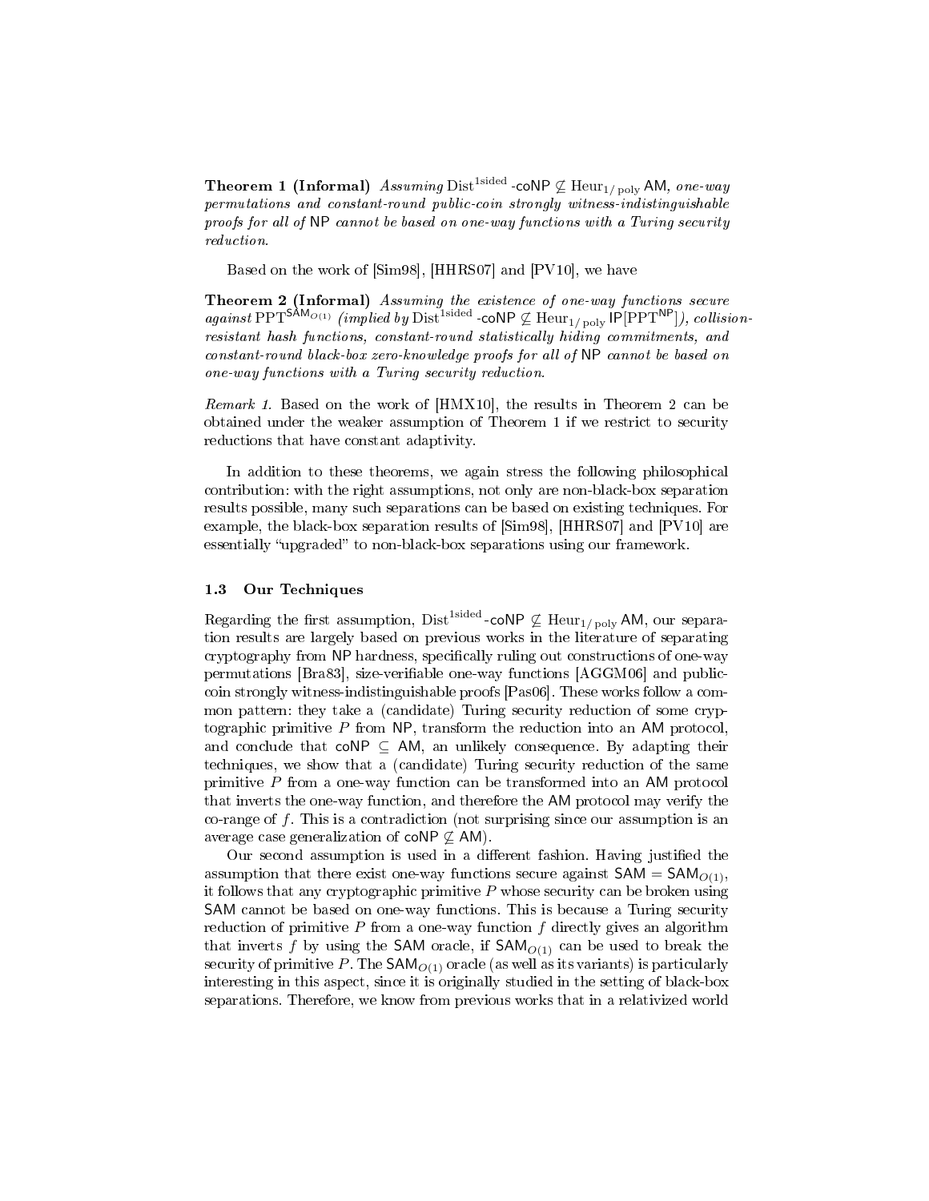**Theorem 1 (Informal)** *Assuming* $\text{Dist}^{\text{1sided}}\text{-}\mathsf{coNP} \not\subseteq \text{Heur}_{1/\text{poly}}\,\mathsf{AM}$*, one-way permutations and constant-round public-coin strongly witness-indistinguishable proofs for all of* $\mathsf{NP}$ *cannot be based on one-way functions with a Turing security reduction.*

Based on the work of [Sim98], [HHRS07] and [PV10], we have

**Theorem 2 (Informal)** *Assuming the existence of one-way functions secure against* $\text{PPT}^{\mathsf{SAM}_{O(1)}}$ *(implied by* $\text{Dist}^{\text{1sided}}\text{-}\mathsf{coNP} \not\subseteq \text{Heur}_{1/\text{poly}}\,\mathsf{IP}[\text{PPT}^{\mathsf{NP}}]$*), collision-resistant hash functions, constant-round statistically hiding commitments, and constant-round black-box zero-knowledge proofs for all of* $\mathsf{NP}$ *cannot be based on one-way functions with a Turing security reduction.*

*Remark 1.* Based on the work of [HMX10], the results in Theorem 2 can be obtained under the weaker assumption of Theorem 1 if we restrict to security reductions that have constant adaptivity.

In addition to these theorems, we again stress the following philosophical contribution: with the right assumptions, not only are non-black-box separation results possible, many such separations can be based on existing techniques. For example, the black-box separation results of [Sim98], [HHRS07] and [PV10] are essentially "upgraded" to non-black-box separations using our framework.

### 1.3 Our Techniques

Regarding the first assumption, $\text{Dist}^{\text{1sided}}\text{-}\mathsf{coNP} \not\subseteq \text{Heur}_{1/\text{poly}}\,\mathsf{AM}$, our separation results are largely based on previous works in the literature of separating cryptography from $\mathsf{NP}$ hardness, specifically ruling out constructions of one-way permutations [Bra83], size-verifiable one-way functions [AGGM06] and public-coin strongly witness-indistinguishable proofs [Pas06]. These works follow a common pattern: they take a (candidate) Turing security reduction of some cryptographic primitive $P$ from $\mathsf{NP}$, transform the reduction into an $\mathsf{AM}$ protocol, and conclude that $\mathsf{coNP} \subseteq \mathsf{AM}$, an unlikely consequence. By adapting their techniques, we show that a (candidate) Turing security reduction of the same primitive $P$ from a one-way function can be transformed into an $\mathsf{AM}$ protocol that inverts the one-way function, and therefore the $\mathsf{AM}$ protocol may verify the co-range of $f$. This is a contradiction (not surprising since our assumption is an average case generalization of $\mathsf{coNP} \not\subseteq \mathsf{AM}$).

Our second assumption is used in a different fashion. Having justified the assumption that there exist one-way functions secure against $\mathsf{SAM} = \mathsf{SAM}_{O(1)}$, it follows that any cryptographic primitive $P$ whose security can be broken using $\mathsf{SAM}$ cannot be based on one-way functions. This is because a Turing security reduction of primitive $P$ from a one-way function $f$ directly gives an algorithm that inverts $f$ by using the $\mathsf{SAM}$ oracle, if $\mathsf{SAM}_{O(1)}$ can be used to break the security of primitive $P$. The $\mathsf{SAM}_{O(1)}$ oracle (as well as its variants) is particularly interesting in this aspect, since it is originally studied in the setting of black-box separations. Therefore, we know from previous works that in a relativized world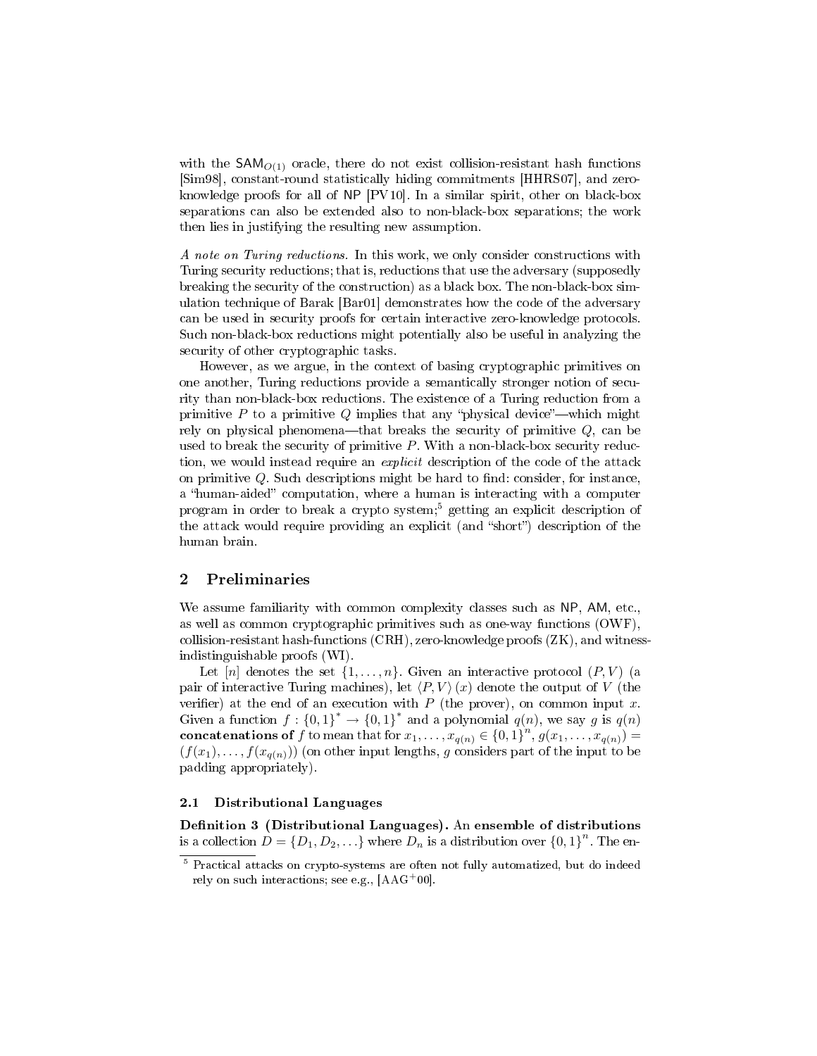with the $\mathsf{SAM}_{O(1)}$ oracle, there do not exist collision-resistant hash functions [Sim98], constant-round statistically hiding commitments [HHRS07], and zero-knowledge proofs for all of NP [PV10]. In a similar spirit, other on black-box separations can also be extended also to non-black-box separations; the work then lies in justifying the resulting new assumption.

*A note on Turing reductions.* In this work, we only consider constructions with Turing security reductions; that is, reductions that use the adversary (supposedly breaking the security of the construction) as a black box. The non-black-box simulation technique of Barak [Bar01] demonstrates how the code of the adversary can be used in security proofs for certain interactive zero-knowledge protocols. Such non-black-box reductions might potentially also be useful in analyzing the security of other cryptographic tasks.

However, as we argue, in the context of basing cryptographic primitives on one another, Turing reductions provide a semantically stronger notion of security than non-black-box reductions. The existence of a Turing reduction from a primitive $P$ to a primitive $Q$ implies that any "physical device"—which might rely on physical phenomena—that breaks the security of primitive $Q$, can be used to break the security of primitive $P$. With a non-black-box security reduction, we would instead require an *explicit* description of the code of the attack on primitive $Q$. Such descriptions might be hard to find: consider, for instance, a "human-aided" computation, where a human is interacting with a computer program in order to break a crypto system;[5] getting an explicit description of the attack would require providing an explicit (and "short") description of the human brain.

## 2 Preliminaries

We assume familiarity with common complexity classes such as NP, AM, etc., as well as common cryptographic primitives such as one-way functions (OWF), collision-resistant hash-functions (CRH), zero-knowledge proofs (ZK), and witness-indistinguishable proofs (WI).

Let $[n]$ denotes the set $\{1, \ldots, n\}$. Given an interactive protocol $(P, V)$ (a pair of interactive Turing machines), let $\langle P, V \rangle (x)$ denote the output of $V$ (the verifier) at the end of an execution with $P$ (the prover), on common input $x$. Given a function $f : \{0,1\}^* \to \{0,1\}^*$ and a polynomial $q(n)$, we say $g$ is $q(n)$ **concatenations of** $f$ to mean that for $x_1, \ldots, x_{q(n)} \in \{0,1\}^n$, $g(x_1, \ldots, x_{q(n)}) = (f(x_1), \ldots, f(x_{q(n)}))$ (on other input lengths, $g$ considers part of the input to be padding appropriately).

### 2.1 Distributional Languages

**Definition 3 (Distributional Languages).** An **ensemble of distributions** is a collection $D = \{D_1, D_2, \ldots\}$ where $D_n$ is a distribution over $\{0,1\}^n$. The en-

[5] Practical attacks on crypto-systems are often not fully automatized, but do indeed rely on such interactions; see e.g., [AAG+00].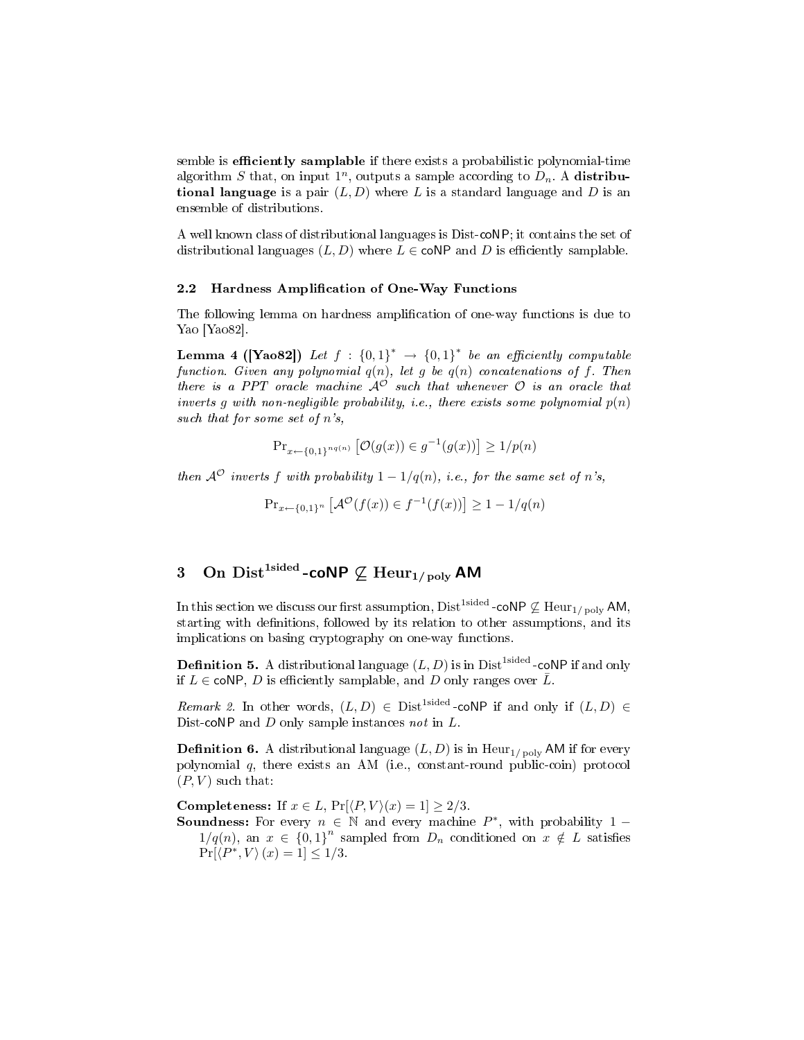semble is **efficiently samplable** if there exists a probabilistic polynomial-time algorithm $S$ that, on input $1^n$, outputs a sample according to $D_n$. A **distributional language** is a pair $(L, D)$ where $L$ is a standard language and $D$ is an ensemble of distributions.

A well known class of distributional languages is Dist-coNP; it contains the set of distributional languages $(L, D)$ where $L \in \mathsf{coNP}$ and $D$ is efficiently samplable.

### 2.2 Hardness Amplification of One-Way Functions

The following lemma on hardness amplification of one-way functions is due to Yao [Yao82].

**Lemma 4 ([Yao82])** *Let $f : \{0,1\}^* \to \{0,1\}^*$ be an efficiently computable function. Given any polynomial $q(n)$, let $g$ be $q(n)$ concatenations of $f$. Then there is a PPT oracle machine $\mathcal{A}^{\mathcal{O}}$ such that whenever $\mathcal{O}$ is an oracle that inverts $g$ with non-negligible probability, i.e., there exists some polynomial $p(n)$ such that for some set of $n$'s,*

$$\Pr_{x \leftarrow \{0,1\}^{nq(n)}} \left[\mathcal{O}(g(x)) \in g^{-1}(g(x))\right] \geq 1/p(n)$$

*then $\mathcal{A}^{\mathcal{O}}$ inverts $f$ with probability $1 - 1/q(n)$, i.e., for the same set of $n$'s,*

$$\Pr_{x \leftarrow \{0,1\}^n} \left[\mathcal{A}^{\mathcal{O}}(f(x)) \in f^{-1}(f(x))\right] \geq 1 - 1/q(n)$$

## 3 On $\mathrm{Dist}^{\mathrm{1sided}}\text{-}\mathsf{coNP} \not\subseteq \mathrm{Heur}_{1/\mathrm{poly}}\,\mathsf{AM}$

In this section we discuss our first assumption, $\mathrm{Dist}^{\mathrm{1sided}}\text{-}\mathsf{coNP} \not\subseteq \mathrm{Heur}_{1/\mathrm{poly}}\,\mathsf{AM}$, starting with definitions, followed by its relation to other assumptions, and its implications on basing cryptography on one-way functions.

**Definition 5.** A distributional language $(L, D)$ is in $\mathrm{Dist}^{\mathrm{1sided}}\text{-}\mathsf{coNP}$ if and only if $L \in \mathsf{coNP}$, $D$ is efficiently samplable, and $D$ only ranges over $\bar{L}$.

*Remark 2.* In other words, $(L, D) \in \mathrm{Dist}^{\mathrm{1sided}}\text{-}\mathsf{coNP}$ if and only if $(L, D) \in$ Dist-coNP and $D$ only sample instances *not* in $L$.

**Definition 6.** A distributional language $(L, D)$ is in $\mathrm{Heur}_{1/\mathrm{poly}}\,\mathsf{AM}$ if for every polynomial $q$, there exists an AM (i.e., constant-round public-coin) protocol $(P, V)$ such that:

**Completeness:** If $x \in L$, $\Pr[\langle P, V\rangle(x) = 1] \geq 2/3$.

**Soundness:** For every $n \in \mathbb{N}$ and every machine $P^*$, with probability $1 - 1/q(n)$, an $x \in \{0,1\}^n$ sampled from $D_n$ conditioned on $x \notin L$ satisfies $\Pr[\langle P^*, V\rangle(x) = 1] \leq 1/3$.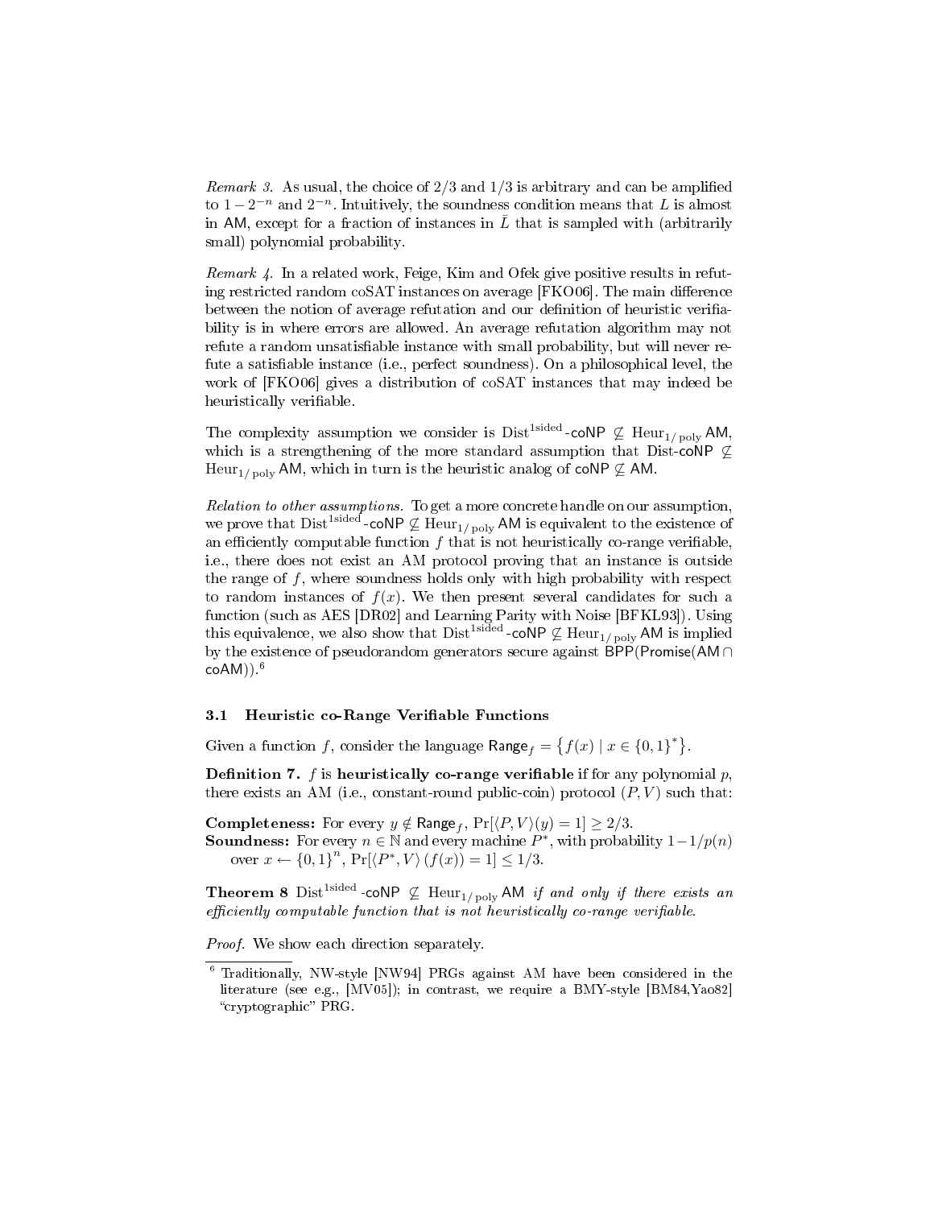*Remark 3.* As usual, the choice of $2/3$ and $1/3$ is arbitrary and can be amplified to $1-2^{-n}$ and $2^{-n}$. Intuitively, the soundness condition means that $L$ is almost in $\mathsf{AM}$, except for a fraction of instances in $\bar{L}$ that is sampled with (arbitrarily small) polynomial probability.

*Remark 4.* In a related work, Feige, Kim and Ofek give positive results in refuting restricted random coSAT instances on average [FKO06]. The main difference between the notion of average refutation and our definition of heuristic verifiability is in where errors are allowed. An average refutation algorithm may not refute a random unsatisfiable instance with small probability, but will never refute a satisfiable instance (i.e., perfect soundness). On a philosophical level, the work of [FKO06] gives a distribution of coSAT instances that may indeed be heuristically verifiable.

The complexity assumption we consider is $\mathrm{Dist}^{\mathrm{1sided}}\text{-}\mathsf{coNP} \not\subseteq \mathrm{Heur}_{1/\mathrm{poly}}\,\mathsf{AM}$, which is a strengthening of the more standard assumption that $\mathsf{Dist}\text{-}\mathsf{coNP} \not\subseteq \mathrm{Heur}_{1/\mathrm{poly}}\,\mathsf{AM}$, which in turn is the heuristic analog of $\mathsf{coNP} \not\subseteq \mathsf{AM}$.

*Relation to other assumptions.* To get a more concrete handle on our assumption, we prove that $\mathrm{Dist}^{\mathrm{1sided}}\text{-}\mathsf{coNP} \not\subseteq \mathrm{Heur}_{1/\mathrm{poly}}\,\mathsf{AM}$ is equivalent to the existence of an efficiently computable function $f$ that is not heuristically co-range verifiable, i.e., there does not exist an AM protocol proving that an instance is outside the range of $f$, where soundness holds only with high probability with respect to random instances of $f(x)$. We then present several candidates for such a function (such as AES [DR02] and Learning Parity with Noise [BFKL93]). Using this equivalence, we also show that $\mathrm{Dist}^{\mathrm{1sided}}\text{-}\mathsf{coNP} \not\subseteq \mathrm{Heur}_{1/\mathrm{poly}}\,\mathsf{AM}$ is implied by the existence of pseudorandom generators secure against $\mathsf{BPP}(\mathsf{Promise}(\mathsf{AM} \cap \mathsf{coAM}))$.[6]

### 3.1 Heuristic co-Range Verifiable Functions

Given a function $f$, consider the language $\mathsf{Range}_f = \{f(x) \mid x \in \{0,1\}^*\}$.

**Definition 7.** $f$ is **heuristically co-range verifiable** if for any polynomial $p$, there exists an AM (i.e., constant-round public-coin) protocol $(P, V)$ such that:

**Completeness:** For every $y \notin \mathsf{Range}_f$, $\Pr[\langle P, V\rangle(y) = 1] \geq 2/3$.

**Soundness:** For every $n \in \mathbb{N}$ and every machine $P^*$, with probability $1-1/p(n)$ over $x \leftarrow \{0,1\}^n$, $\Pr[\langle P^*, V\rangle(f(x)) = 1] \leq 1/3$.

**Theorem 8** *$\mathrm{Dist}^{\mathrm{1sided}}\text{-}\mathsf{coNP} \not\subseteq \mathrm{Heur}_{1/\mathrm{poly}}\,\mathsf{AM}$ if and only if there exists an efficiently computable function that is not heuristically co-range verifiable.*

*Proof.* We show each direction separately.

[6] Traditionally, NW-style [NW94] PRGs against AM have been considered in the literature (see e.g., [MV05]); in contrast, we require a BMY-style [BM84,Yao82] "cryptographic" PRG.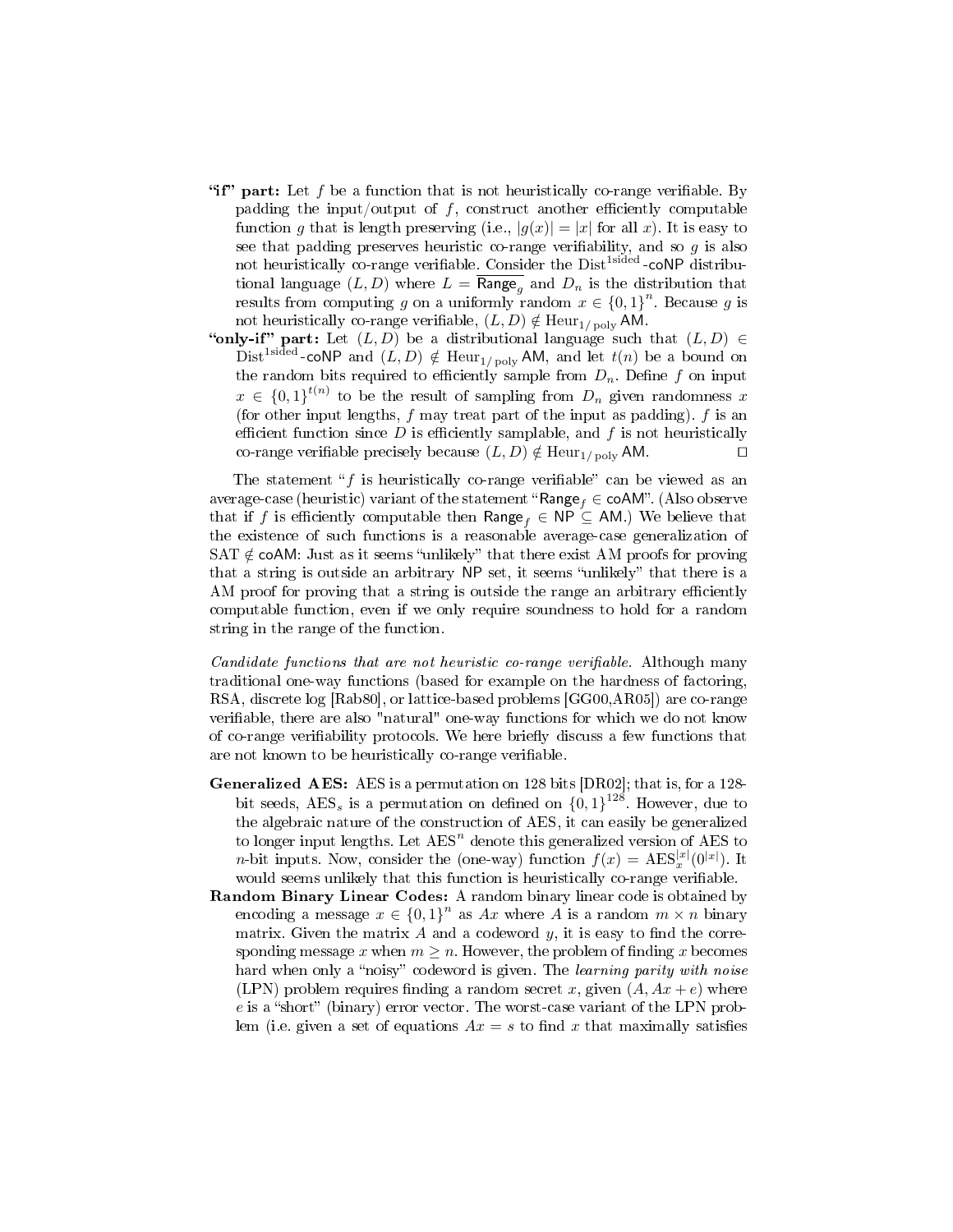**"if" part:** Let $f$ be a function that is not heuristically co-range verifiable. By padding the input/output of $f$, construct another efficiently computable function $g$ that is length preserving (i.e., $|g(x)| = |x|$ for all $x$). It is easy to see that padding preserves heuristic co-range verifiability, and so $g$ is also not heuristically co-range verifiable. Consider the $\text{Dist}^{\text{1sided}}$-$\mathsf{coNP}$ distributional language $(L, D)$ where $L = \overline{\mathsf{Range}_g}$ and $D_n$ is the distribution that results from computing $g$ on a uniformly random $x \in \{0,1\}^n$. Because $g$ is not heuristically co-range verifiable, $(L, D) \notin \text{Heur}_{1/\text{poly}}\,\mathsf{AM}$.

**"only-if" part:** Let $(L, D)$ be a distributional language such that $(L, D) \in \text{Dist}^{\text{1sided}}$-$\mathsf{coNP}$ and $(L, D) \notin \text{Heur}_{1/\text{poly}}\,\mathsf{AM}$, and let $t(n)$ be a bound on the random bits required to efficiently sample from $D_n$. Define $f$ on input $x \in \{0,1\}^{t(n)}$ to be the result of sampling from $D_n$ given randomness $x$ (for other input lengths, $f$ may treat part of the input as padding). $f$ is an efficient function since $D$ is efficiently samplable, and $f$ is not heuristically co-range verifiable precisely because $(L, D) \notin \text{Heur}_{1/\text{poly}}\,\mathsf{AM}$. $\square$

The statement "$f$ is heuristically co-range verifiable" can be viewed as an average-case (heuristic) variant of the statement "$\mathsf{Range}_f \in \mathsf{coAM}$". (Also observe that if $f$ is efficiently computable then $\mathsf{Range}_f \in \mathsf{NP} \subseteq \mathsf{AM}$.) We believe that the existence of such functions is a reasonable average-case generalization of $\text{SAT} \notin \mathsf{coAM}$: Just as it seems "unlikely" that there exist AM proofs for proving that a string is outside an arbitrary $\mathsf{NP}$ set, it seems "unlikely" that there is a AM proof for proving that a string is outside the range an arbitrary efficiently computable function, even if we only require soundness to hold for a random string in the range of the function.

*Candidate functions that are not heuristic co-range verifiable.* Although many traditional one-way functions (based for example on the hardness of factoring, RSA, discrete log [Rab80], or lattice-based problems [GG00,AR05]) are co-range verifiable, there are also "natural" one-way functions for which we do not know of co-range verifiability protocols. We here briefly discuss a few functions that are not known to be heuristically co-range verifiable.

**Generalized AES:** AES is a permutation on 128 bits [DR02]; that is, for a 128-bit seeds, $\text{AES}_s$ is a permutation on defined on $\{0,1\}^{128}$. However, due to the algebraic nature of the construction of AES, it can easily be generalized to longer input lengths. Let $\text{AES}^n$ denote this generalized version of AES to $n$-bit inputs. Now, consider the (one-way) function $f(x) = \text{AES}_x^{|x|}(0^{|x|})$. It would seems unlikely that this function is heuristically co-range verifiable.

**Random Binary Linear Codes:** A random binary linear code is obtained by encoding a message $x \in \{0,1\}^n$ as $Ax$ where $A$ is a random $m \times n$ binary matrix. Given the matrix $A$ and a codeword $y$, it is easy to find the corresponding message $x$ when $m \geq n$. However, the problem of finding $x$ becomes hard when only a "noisy" codeword is given. The *learning parity with noise* (LPN) problem requires finding a random secret $x$, given $(A, Ax + e)$ where $e$ is a "short" (binary) error vector. The worst-case variant of the LPN problem (i.e. given a set of equations $Ax = s$ to find $x$ that maximally satisfies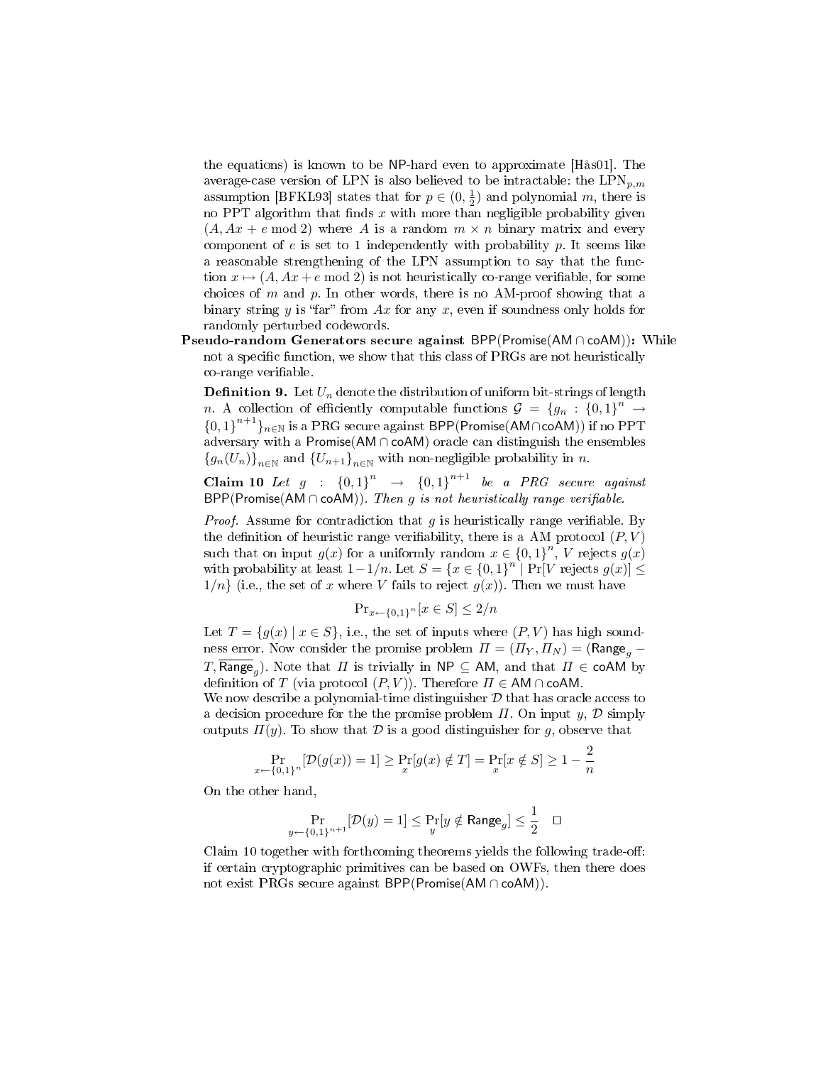the equations) is known to be NP-hard even to approximate [Hås01]. The average-case version of LPN is also believed to be intractable: the $\mathrm{LPN}_{p,m}$ assumption [BFKL93] states that for $p \in (0, \frac{1}{2})$ and polynomial $m$, there is no PPT algorithm that finds $x$ with more than negligible probability given $(A, Ax + e \bmod 2)$ where $A$ is a random $m \times n$ binary matrix and every component of $e$ is set to 1 independently with probability $p$. It seems like a reasonable strengthening of the LPN assumption to say that the function $x \mapsto (A, Ax + e \bmod 2)$ is not heuristically co-range verifiable, for some choices of $m$ and $p$. In other words, there is no AM-proof showing that a binary string $y$ is "far" from $Ax$ for any $x$, even if soundness only holds for randomly perturbed codewords.

**Pseudo-random Generators secure against $\mathsf{BPP}(\mathsf{Promise}(\mathsf{AM} \cap \mathsf{coAM}))$:** While not a specific function, we show that this class of PRGs are not heuristically co-range verifiable.

**Definition 9.** Let $U_n$ denote the distribution of uniform bit-strings of length $n$. A collection of efficiently computable functions $\mathcal{G} = \{g_n : \{0,1\}^n \to \{0,1\}^{n+1}\}_{n \in \mathbb{N}}$ is a PRG secure against $\mathsf{BPP}(\mathsf{Promise}(\mathsf{AM} \cap \mathsf{coAM}))$ if no PPT adversary with a $\mathsf{Promise}(\mathsf{AM} \cap \mathsf{coAM})$ oracle can distinguish the ensembles $\{g_n(U_n)\}_{n \in \mathbb{N}}$ and $\{U_{n+1}\}_{n \in \mathbb{N}}$ with non-negligible probability in $n$.

**Claim 10** *Let $g : \{0,1\}^n \to \{0,1\}^{n+1}$ be a PRG secure against $\mathsf{BPP}(\mathsf{Promise}(\mathsf{AM} \cap \mathsf{coAM}))$. Then $g$ is not heuristically range verifiable.*

*Proof.* Assume for contradiction that $g$ is heuristically range verifiable. By the definition of heuristic range verifiability, there is a AM protocol $(P, V)$ such that on input $g(x)$ for a uniformly random $x \in \{0,1\}^n$, $V$ rejects $g(x)$ with probability at least $1 - 1/n$. Let $S = \{x \in \{0,1\}^n \mid \Pr[V \text{ rejects } g(x)] \leq 1/n\}$ (i.e., the set of $x$ where $V$ fails to reject $g(x)$). Then we must have

$$\Pr_{x \leftarrow \{0,1\}^n}[x \in S] \leq 2/n$$

Let $T = \{g(x) \mid x \in S\}$, i.e., the set of inputs where $(P, V)$ has high soundness error. Now consider the promise problem $\Pi = (\Pi_Y, \Pi_N) = (\mathsf{Range}_g - T, \overline{\mathsf{Range}_g})$. Note that $\Pi$ is trivially in $\mathsf{NP} \subseteq \mathsf{AM}$, and that $\Pi \in \mathsf{coAM}$ by definition of $T$ (via protocol $(P, V)$). Therefore $\Pi \in \mathsf{AM} \cap \mathsf{coAM}$.
We now describe a polynomial-time distinguisher $\mathcal{D}$ that has oracle access to a decision procedure for the the promise problem $\Pi$. On input $y$, $\mathcal{D}$ simply outputs $\Pi(y)$. To show that $\mathcal{D}$ is a good distinguisher for $g$, observe that

$$\Pr_{x \leftarrow \{0,1\}^n}[\mathcal{D}(g(x)) = 1] \geq \Pr_x[g(x) \notin T] = \Pr_x[x \notin S] \geq 1 - \frac{2}{n}$$

On the other hand,

$$\Pr_{y \leftarrow \{0,1\}^{n+1}}[\mathcal{D}(y) = 1] \leq \Pr_y[y \notin \mathsf{Range}_g] \leq \frac{1}{2} \quad \square$$

Claim 10 together with forthcoming theorems yields the following trade-off: if certain cryptographic primitives can be based on OWFs, then there does not exist PRGs secure against $\mathsf{BPP}(\mathsf{Promise}(\mathsf{AM} \cap \mathsf{coAM}))$.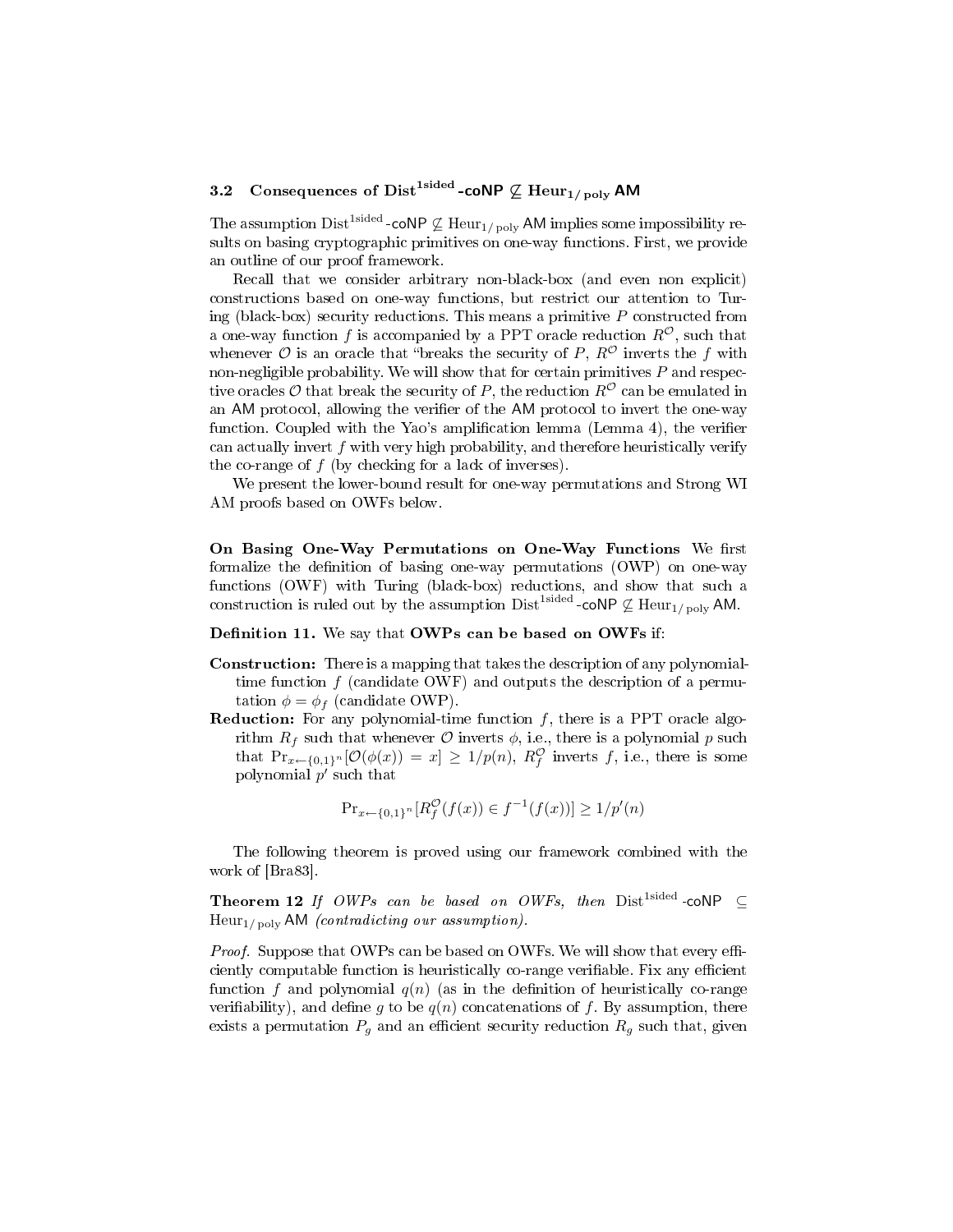### 3.2 Consequences of $\mathrm{Dist}^{\mathrm{1sided}}$-coNP $\not\subseteq$ $\mathrm{Heur}_{1/\mathrm{poly}}$ AM

The assumption $\mathrm{Dist}^{\mathrm{1sided}}$-coNP $\not\subseteq \mathrm{Heur}_{1/\mathrm{poly}}$ AM implies some impossibility results on basing cryptographic primitives on one-way functions. First, we provide an outline of our proof framework.

Recall that we consider arbitrary non-black-box (and even non explicit) constructions based on one-way functions, but restrict our attention to Turing (black-box) security reductions. This means a primitive $P$ constructed from a one-way function $f$ is accompanied by a PPT oracle reduction $R^{\mathcal{O}}$, such that whenever $\mathcal{O}$ is an oracle that "breaks the security of $P$, $R^{\mathcal{O}}$ inverts the $f$ with non-negligible probability. We will show that for certain primitives $P$ and respective oracles $\mathcal{O}$ that break the security of $P$, the reduction $R^{\mathcal{O}}$ can be emulated in an AM protocol, allowing the verifier of the AM protocol to invert the one-way function. Coupled with the Yao's amplification lemma (Lemma 4), the verifier can actually invert $f$ with very high probability, and therefore heuristically verify the co-range of $f$ (by checking for a lack of inverses).

We present the lower-bound result for one-way permutations and Strong WI AM proofs based on OWFs below.

**On Basing One-Way Permutations on One-Way Functions** We first formalize the definition of basing one-way permutations (OWP) on one-way functions (OWF) with Turing (black-box) reductions, and show that such a construction is ruled out by the assumption $\mathrm{Dist}^{\mathrm{1sided}}$-coNP $\not\subseteq \mathrm{Heur}_{1/\mathrm{poly}}$ AM.

**Definition 11.** We say that **OWPs can be based on OWFs** if:

- **Construction:** There is a mapping that takes the description of any polynomial-time function $f$ (candidate OWF) and outputs the description of a permutation $\phi = \phi_f$ (candidate OWP).
- **Reduction:** For any polynomial-time function $f$, there is a PPT oracle algorithm $R_f$ such that whenever $\mathcal{O}$ inverts $\phi$, i.e., there is a polynomial $p$ such that $\Pr_{x \leftarrow \{0,1\}^n}[\mathcal{O}(\phi(x)) = x] \geq 1/p(n)$, $R_f^{\mathcal{O}}$ inverts $f$, i.e., there is some polynomial $p'$ such that

$$\Pr_{x \leftarrow \{0,1\}^n}[R_f^{\mathcal{O}}(f(x)) \in f^{-1}(f(x))] \geq 1/p'(n)$$

The following theorem is proved using our framework combined with the work of [Bra83].

**Theorem 12** *If OWPs can be based on OWFs, then* $\mathrm{Dist}^{\mathrm{1sided}}$-coNP $\subseteq \mathrm{Heur}_{1/\mathrm{poly}}$ AM *(contradicting our assumption).*

*Proof.* Suppose that OWPs can be based on OWFs. We will show that every efficiently computable function is heuristically co-range verifiable. Fix any efficient function $f$ and polynomial $q(n)$ (as in the definition of heuristically co-range verifiability), and define $g$ to be $q(n)$ concatenations of $f$. By assumption, there exists a permutation $P_g$ and an efficient security reduction $R_g$ such that, given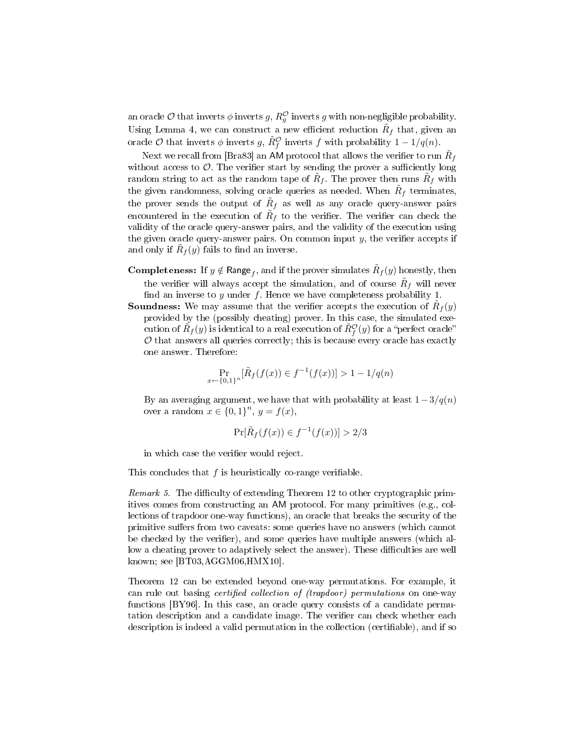an oracle $\mathcal{O}$ that inverts $\phi$ inverts $g$, $R_g^{\mathcal{O}}$ inverts $g$ with non-negligible probability. Using Lemma 4, we can construct a new efficient reduction $\tilde{R}_f$ that, given an oracle $\mathcal{O}$ that inverts $\phi$ inverts $g$, $\tilde{R}_f^{\mathcal{O}}$ inverts $f$ with probability $1 - 1/q(n)$.

Next we recall from [Bra83] an AM protocol that allows the verifier to run $\tilde{R}_f$ without access to $\mathcal{O}$. The verifier start by sending the prover a sufficiently long random string to act as the random tape of $\tilde{R}_f$. The prover then runs $\tilde{R}_f$ with the given randomness, solving oracle queries as needed. When $\tilde{R}_f$ terminates, the prover sends the output of $\tilde{R}_f$ as well as any oracle query-answer pairs encountered in the execution of $\tilde{R}_f$ to the verifier. The verifier can check the validity of the oracle query-answer pairs, and the validity of the execution using the given oracle query-answer pairs. On common input $y$, the verifier accepts if and only if $\tilde{R}_f(y)$ fails to find an inverse.

**Completeness:** If $y \notin \mathsf{Range}_f$, and if the prover simulates $\tilde{R}_f(y)$ honestly, then the verifier will always accept the simulation, and of course $\tilde{R}_f$ will never find an inverse to $y$ under $f$. Hence we have completeness probability 1.

**Soundness:** We may assume that the verifier accepts the execution of $\tilde{R}_f(y)$ provided by the (possibly cheating) prover. In this case, the simulated execution of $\tilde{R}_f(y)$ is identical to a real execution of $\tilde{R}_f^{\mathcal{O}}(y)$ for a "perfect oracle" $\mathcal{O}$ that answers all queries correctly; this is because every oracle has exactly one answer. Therefore:

$$\Pr_{x \leftarrow \{0,1\}^n}[\tilde{R}_f(f(x)) \in f^{-1}(f(x))] > 1 - 1/q(n)$$

By an averaging argument, we have that with probability at least $1 - 3/q(n)$ over a random $x \in \{0,1\}^n$, $y = f(x)$,

$$\Pr[\tilde{R}_f(f(x)) \in f^{-1}(f(x))] > 2/3$$

in which case the verifier would reject.

This concludes that $f$ is heuristically co-range verifiable.

*Remark 5.* The difficulty of extending Theorem 12 to other cryptographic primitives comes from constructing an AM protocol. For many primitives (e.g., collections of trapdoor one-way functions), an oracle that breaks the security of the primitive suffers from two caveats: some queries have no answers (which cannot be checked by the verifier), and some queries have multiple answers (which allow a cheating prover to adaptively select the answer). These difficulties are well known; see [BT03,AGGM06,HMX10].

Theorem 12 can be extended beyond one-way permutations. For example, it can rule out basing *certified collection of (trapdoor) permutations* on one-way functions [BY96]. In this case, an oracle query consists of a candidate permutation description and a candidate image. The verifier can check whether each description is indeed a valid permutation in the collection (certifiable), and if so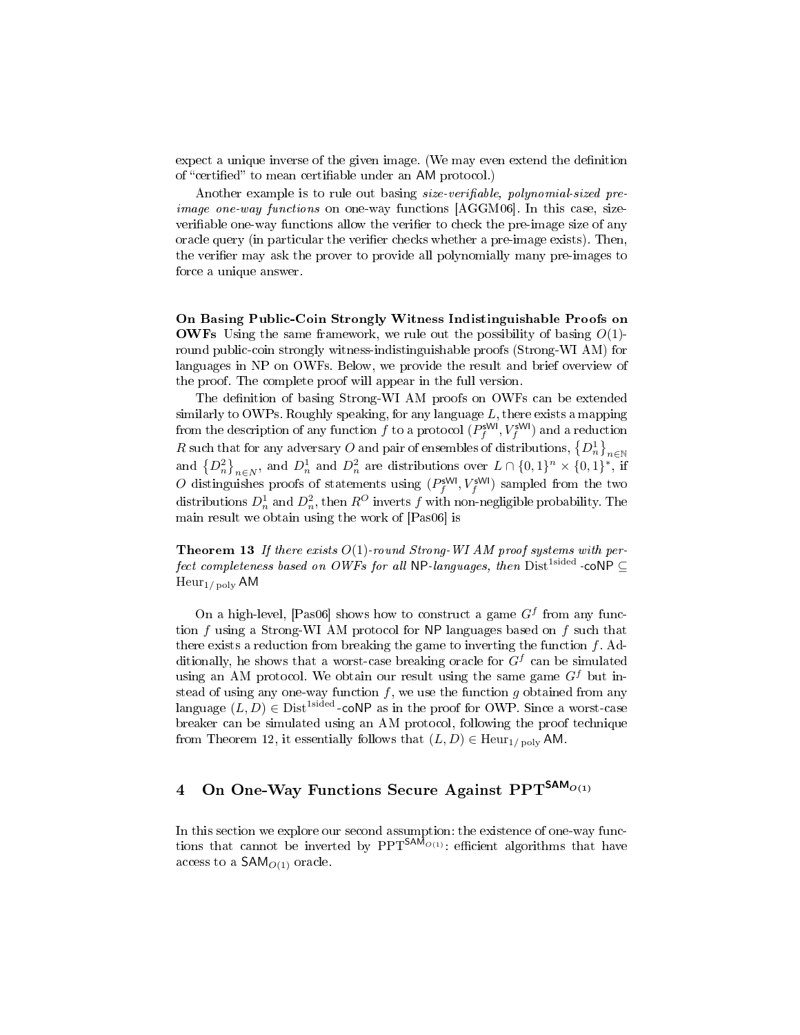expect a unique inverse of the given image. (We may even extend the definition of "certified" to mean certifiable under an AM protocol.)

Another example is to rule out basing *size-verifiable, polynomial-sized pre-image one-way functions* on one-way functions [AGGM06]. In this case, size-verifiable one-way functions allow the verifier to check the pre-image size of any oracle query (in particular the verifier checks whether a pre-image exists). Then, the verifier may ask the prover to provide all polynomially many pre-images to force a unique answer.

**On Basing Public-Coin Strongly Witness Indistinguishable Proofs on OWFs** Using the same framework, we rule out the possibility of basing $O(1)$-round public-coin strongly witness-indistinguishable proofs (Strong-WI AM) for languages in NP on OWFs. Below, we provide the result and brief overview of the proof. The complete proof will appear in the full version.

The definition of basing Strong-WI AM proofs on OWFs can be extended similarly to OWPs. Roughly speaking, for any language $L$, there exists a mapping from the description of any function $f$ to a protocol $(P_f^{\mathsf{sWI}}, V_f^{\mathsf{sWI}})$ and a reduction $R$ such that for any adversary $O$ and pair of ensembles of distributions, $\{D_n^1\}_{n\in\mathbb{N}}$ and $\{D_n^2\}_{n\in N}$, and $D_n^1$ and $D_n^2$ are distributions over $L \cap \{0,1\}^n \times \{0,1\}^*$, if $O$ distinguishes proofs of statements using $(P_f^{\mathsf{sWI}}, V_f^{\mathsf{sWI}})$ sampled from the two distributions $D_n^1$ and $D_n^2$, then $R^O$ inverts $f$ with non-negligible probability. The main result we obtain using the work of [Pas06] is

**Theorem 13** *If there exists $O(1)$-round Strong-WI AM proof systems with perfect completeness based on OWFs for all* NP*-languages, then* $\mathrm{Dist}^{1\mathrm{sided}}\text{-}\mathsf{coNP} \subseteq \mathrm{Heur}_{1/\mathrm{poly}}\,\mathsf{AM}$

On a high-level, [Pas06] shows how to construct a game $G^f$ from any function $f$ using a Strong-WI AM protocol for NP languages based on $f$ such that there exists a reduction from breaking the game to inverting the function $f$. Additionally, he shows that a worst-case breaking oracle for $G^f$ can be simulated using an AM protocol. We obtain our result using the same game $G^f$ but instead of using any one-way function $f$, we use the function $g$ obtained from any language $(L, D) \in \mathrm{Dist}^{1\mathrm{sided}}\text{-}\mathsf{coNP}$ as in the proof for OWP. Since a worst-case breaker can be simulated using an AM protocol, following the proof technique from Theorem 12, it essentially follows that $(L, D) \in \mathrm{Heur}_{1/\mathrm{poly}}\,\mathsf{AM}$.

## 4 On One-Way Functions Secure Against $\mathbf{PPT}^{\mathsf{SAM}_{O(1)}}$

In this section we explore our second assumption: the existence of one-way functions that cannot be inverted by $\mathrm{PPT}^{\mathsf{SAM}_{O(1)}}$: efficient algorithms that have access to a $\mathsf{SAM}_{O(1)}$ oracle.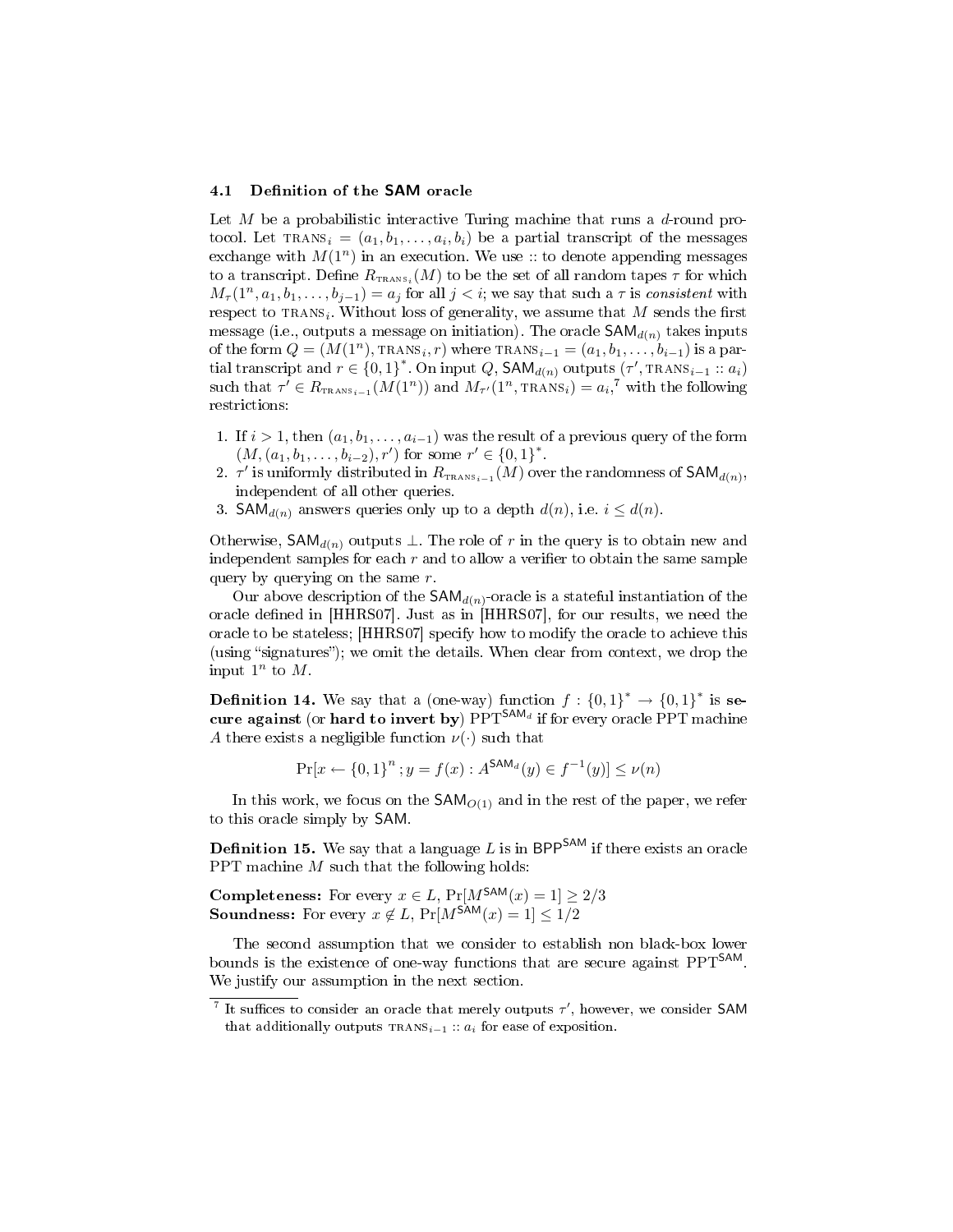### 4.1 Definition of the SAM oracle

Let $M$ be a probabilistic interactive Turing machine that runs a $d$-round protocol. Let $\text{TRANS}_i = (a_1, b_1, \dots, a_i, b_i)$ be a partial transcript of the messages exchange with $M(1^n)$ in an execution. We use :: to denote appending messages to a transcript. Define $R_{\text{TRANS}_i}(M)$ to be the set of all random tapes $\tau$ for which $M_\tau(1^n, a_1, b_1, \dots, b_{j-1}) = a_j$ for all $j < i$; we say that such a $\tau$ is *consistent* with respect to $\text{TRANS}_i$. Without loss of generality, we assume that $M$ sends the first message (i.e., outputs a message on initiation). The oracle $\mathsf{SAM}_{d(n)}$ takes inputs of the form $Q = (M(1^n), \text{TRANS}_i, r)$ where $\text{TRANS}_{i-1} = (a_1, b_1, \dots, b_{i-1})$ is a partial transcript and $r \in \{0,1\}^*$. On input $Q$, $\mathsf{SAM}_{d(n)}$ outputs $(\tau', \text{TRANS}_{i-1} :: a_i)$ such that $\tau' \in R_{\text{TRANS}_{i-1}}(M(1^n))$ and $M_{\tau'}(1^n, \text{TRANS}_i) = a_i$,[7] with the following restrictions:

1. If $i > 1$, then $(a_1, b_1, \dots, a_{i-1})$ was the result of a previous query of the form $(M, (a_1, b_1, \dots, b_{i-2}), r')$ for some $r' \in \{0,1\}^*$.
2. $\tau'$ is uniformly distributed in $R_{\text{TRANS}_{i-1}}(M)$ over the randomness of $\mathsf{SAM}_{d(n)}$, independent of all other queries.
3. $\mathsf{SAM}_{d(n)}$ answers queries only up to a depth $d(n)$, i.e. $i \le d(n)$.

Otherwise, $\mathsf{SAM}_{d(n)}$ outputs $\perp$. The role of $r$ in the query is to obtain new and independent samples for each $r$ and to allow a verifier to obtain the same sample query by querying on the same $r$.

Our above description of the $\mathsf{SAM}_{d(n)}$-oracle is a stateful instantiation of the oracle defined in [HHRS07]. Just as in [HHRS07], for our results, we need the oracle to be stateless; [HHRS07] specify how to modify the oracle to achieve this (using "signatures"); we omit the details. When clear from context, we drop the input $1^n$ to $M$.

**Definition 14.** We say that a (one-way) function $f : \{0,1\}^* \to \{0,1\}^*$ is **secure against** (or **hard to invert by**) $\text{PPT}^{\mathsf{SAM}_d}$ if for every oracle PPT machine $A$ there exists a negligible function $\nu(\cdot)$ such that

$$\Pr[x \leftarrow \{0,1\}^n; y = f(x) : A^{\mathsf{SAM}_d}(y) \in f^{-1}(y)] \le \nu(n)$$

In this work, we focus on the $\mathsf{SAM}_{O(1)}$ and in the rest of the paper, we refer to this oracle simply by $\mathsf{SAM}$.

**Definition 15.** We say that a language $L$ is in $\mathsf{BPP}^{\mathsf{SAM}}$ if there exists an oracle PPT machine $M$ such that the following holds:

**Completeness:** For every $x \in L$, $\Pr[M^{\mathsf{SAM}}(x) = 1] \ge 2/3$
**Soundness:** For every $x \notin L$, $\Pr[M^{\mathsf{SAM}}(x) = 1] \le 1/2$

The second assumption that we consider to establish non black-box lower bounds is the existence of one-way functions that are secure against $\text{PPT}^{\mathsf{SAM}}$. We justify our assumption in the next section.

[7] It suffices to consider an oracle that merely outputs $\tau'$, however, we consider $\mathsf{SAM}$ that additionally outputs $\text{TRANS}_{i-1} :: a_i$ for ease of exposition.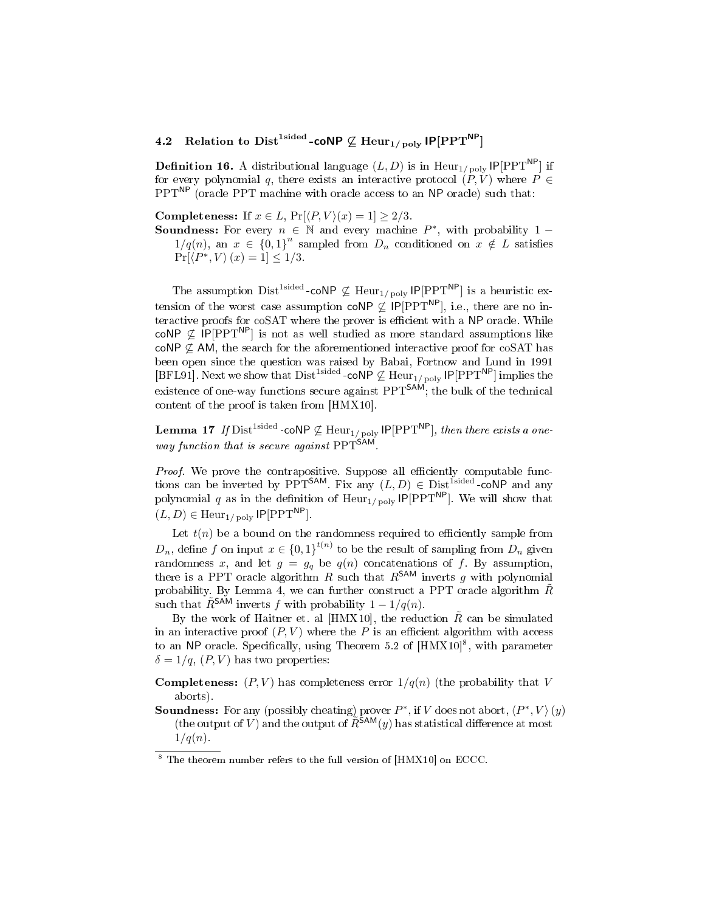### 4.2 Relation to $\text{Dist}^{\text{1sided}}\text{-}\mathsf{coNP} \not\subseteq \text{Heur}_{1/\text{poly}}\,\mathsf{IP}[\text{PPT}^{\mathsf{NP}}]$

**Definition 16.** A distributional language $(L, D)$ is in $\text{Heur}_{1/\text{poly}}\,\mathsf{IP}[\text{PPT}^{\mathsf{NP}}]$ if for every polynomial $q$, there exists an interactive protocol $(P, V)$ where $P \in \text{PPT}^{\mathsf{NP}}$ (oracle PPT machine with oracle access to an $\mathsf{NP}$ oracle) such that:

**Completeness:** If $x \in L$, $\Pr[\langle P, V\rangle(x) = 1] \geq 2/3$.

**Soundness:** For every $n \in \mathbb{N}$ and every machine $P^*$, with probability $1 - 1/q(n)$, an $x \in \{0,1\}^n$ sampled from $D_n$ conditioned on $x \notin L$ satisfies $\Pr[\langle P^*, V\rangle(x) = 1] \leq 1/3$.

The assumption $\text{Dist}^{\text{1sided}}\text{-}\mathsf{coNP} \not\subseteq \text{Heur}_{1/\text{poly}}\,\mathsf{IP}[\text{PPT}^{\mathsf{NP}}]$ is a heuristic extension of the worst case assumption $\mathsf{coNP} \not\subseteq \mathsf{IP}[\text{PPT}^{\mathsf{NP}}]$, i.e., there are no interactive proofs for coSAT where the prover is efficient with a $\mathsf{NP}$ oracle. While $\mathsf{coNP} \not\subseteq \mathsf{IP}[\text{PPT}^{\mathsf{NP}}]$ is not as well studied as more standard assumptions like $\mathsf{coNP} \not\subseteq \mathsf{AM}$, the search for the aforementioned interactive proof for coSAT has been open since the question was raised by Babai, Fortnow and Lund in 1991 [BFL91]. Next we show that $\text{Dist}^{\text{1sided}}\text{-}\mathsf{coNP} \not\subseteq \text{Heur}_{1/\text{poly}}\,\mathsf{IP}[\text{PPT}^{\mathsf{NP}}]$ implies the existence of one-way functions secure against $\text{PPT}^{\mathsf{SAM}}$; the bulk of the technical content of the proof is taken from [HMX10].

**Lemma 17** *If $\text{Dist}^{\text{1sided}}\text{-}\mathsf{coNP} \not\subseteq \text{Heur}_{1/\text{poly}}\,\mathsf{IP}[\text{PPT}^{\mathsf{NP}}]$, then there exists a one-way function that is secure against $\text{PPT}^{\mathsf{SAM}}$.*

*Proof.* We prove the contrapositive. Suppose all efficiently computable functions can be inverted by $\text{PPT}^{\mathsf{SAM}}$. Fix any $(L, D) \in \text{Dist}^{\text{1sided}}\text{-}\mathsf{coNP}$ and any polynomial $q$ as in the definition of $\text{Heur}_{1/\text{poly}}\,\mathsf{IP}[\text{PPT}^{\mathsf{NP}}]$. We will show that $(L, D) \in \text{Heur}_{1/\text{poly}}\,\mathsf{IP}[\text{PPT}^{\mathsf{NP}}]$.

Let $t(n)$ be a bound on the randomness required to efficiently sample from $D_n$, define $f$ on input $x \in \{0,1\}^{t(n)}$ to be the result of sampling from $D_n$ given randomness $x$, and let $g = g_q$ be $q(n)$ concatenations of $f$. By assumption, there is a PPT oracle algorithm $R$ such that $R^{\mathsf{SAM}}$ inverts $g$ with polynomial probability. By Lemma 4, we can further construct a PPT oracle algorithm $\tilde{R}$ such that $\tilde{R}^{\mathsf{SAM}}$ inverts $f$ with probability $1 - 1/q(n)$.

By the work of Haitner et. al [HMX10], the reduction $\tilde{R}$ can be simulated in an interactive proof $(P, V)$ where the $P$ is an efficient algorithm with access to an $\mathsf{NP}$ oracle. Specifically, using Theorem 5.2 of [HMX10][8], with parameter $\delta = 1/q$, $(P, V)$ has two properties:

**Completeness:** $(P, V)$ has completeness error $1/q(n)$ (the probability that $V$ aborts).

**Soundness:** For any (possibly cheating) prover $P^*$, if $V$ does not abort, $\langle P^*, V\rangle(y)$ (the output of $V$) and the output of $\tilde{R}^{\mathsf{SAM}}(y)$ has statistical difference at most $1/q(n)$.

[8] The theorem number refers to the full version of [HMX10] on ECCC.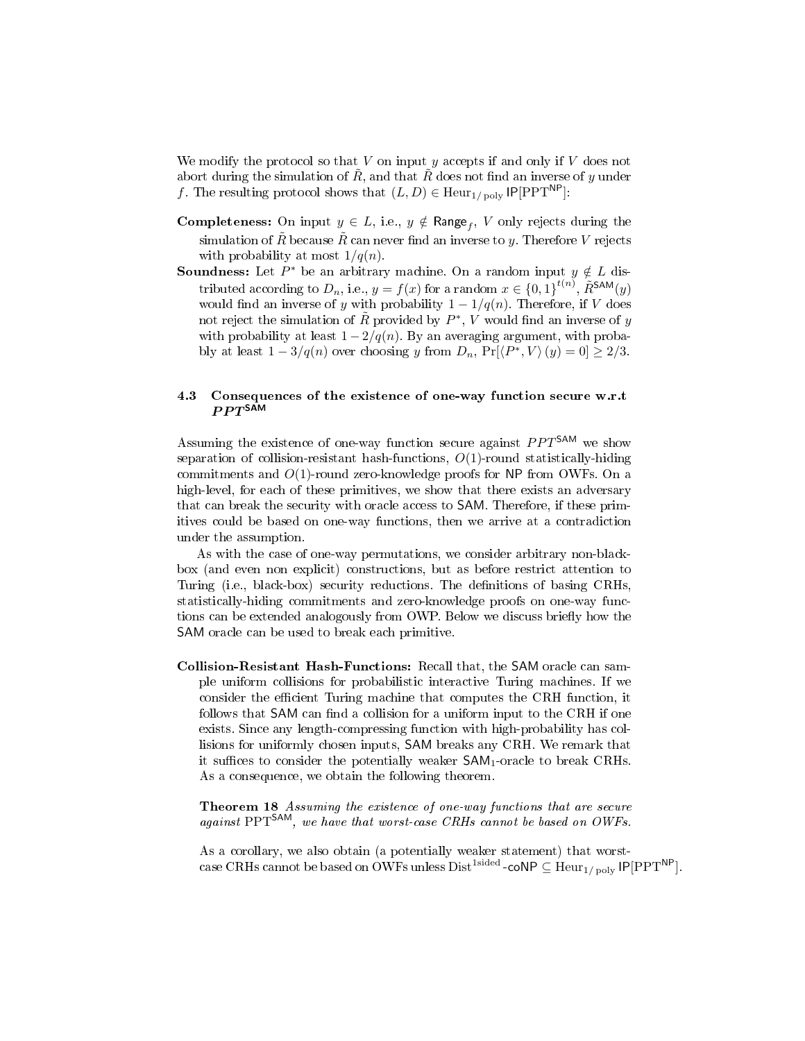We modify the protocol so that $V$ on input $y$ accepts if and only if $V$ does not abort during the simulation of $\tilde{R}$, and that $\tilde{R}$ does not find an inverse of $y$ under $f$. The resulting protocol shows that $(L, D) \in \mathrm{Heur}_{1/\mathrm{poly}}\, \mathsf{IP}[\mathrm{PPT}^{\mathsf{NP}}]$:

**Completeness:** On input $y \in L$, i.e., $y \notin \mathsf{Range}_f$, $V$ only rejects during the simulation of $\tilde{R}$ because $\tilde{R}$ can never find an inverse to $y$. Therefore $V$ rejects with probability at most $1/q(n)$.

**Soundness:** Let $P^*$ be an arbitrary machine. On a random input $y \notin L$ distributed according to $D_n$, i.e., $y = f(x)$ for a random $x \in \{0,1\}^{t(n)}$, $\tilde{R}^{\mathsf{SAM}}(y)$ would find an inverse of $y$ with probability $1 - 1/q(n)$. Therefore, if $V$ does not reject the simulation of $\tilde{R}$ provided by $P^*$, $V$ would find an inverse of $y$ with probability at least $1 - 2/q(n)$. By an averaging argument, with probably at least $1 - 3/q(n)$ over choosing $y$ from $D_n$, $\Pr[\langle P^*, V\rangle(y) = 0] \geq 2/3$.

### 4.3 Consequences of the existence of one-way function secure w.r.t $PPT^{\mathsf{SAM}}$

Assuming the existence of one-way function secure against $PPT^{\mathsf{SAM}}$ we show separation of collision-resistant hash-functions, $O(1)$-round statistically-hiding commitments and $O(1)$-round zero-knowledge proofs for $\mathsf{NP}$ from OWFs. On a high-level, for each of these primitives, we show that there exists an adversary that can break the security with oracle access to $\mathsf{SAM}$. Therefore, if these primitives could be based on one-way functions, then we arrive at a contradiction under the assumption.

As with the case of one-way permutations, we consider arbitrary non-black-box (and even non explicit) constructions, but as before restrict attention to Turing (i.e., black-box) security reductions. The definitions of basing CRHs, statistically-hiding commitments and zero-knowledge proofs on one-way functions can be extended analogously from OWP. Below we discuss briefly how the $\mathsf{SAM}$ oracle can be used to break each primitive.

**Collision-Resistant Hash-Functions:** Recall that, the $\mathsf{SAM}$ oracle can sample uniform collisions for probabilistic interactive Turing machines. If we consider the efficient Turing machine that computes the CRH function, it follows that $\mathsf{SAM}$ can find a collision for a uniform input to the CRH if one exists. Since any length-compressing function with high-probability has collisions for uniformly chosen inputs, $\mathsf{SAM}$ breaks any CRH. We remark that it suffices to consider the potentially weaker $\mathsf{SAM}_1$-oracle to break CRHs. As a consequence, we obtain the following theorem.

**Theorem 18** *Assuming the existence of one-way functions that are secure against* $\mathrm{PPT}^{\mathsf{SAM}}$*, we have that worst-case CRHs cannot be based on OWFs.*

As a corollary, we also obtain (a potentially weaker statement) that worst-case CRHs cannot be based on OWFs unless $\mathrm{Dist}^{\mathrm{1sided}}\text{-}\mathsf{coNP} \subseteq \mathrm{Heur}_{1/\mathrm{poly}}\, \mathsf{IP}[\mathrm{PPT}^{\mathsf{NP}}]$.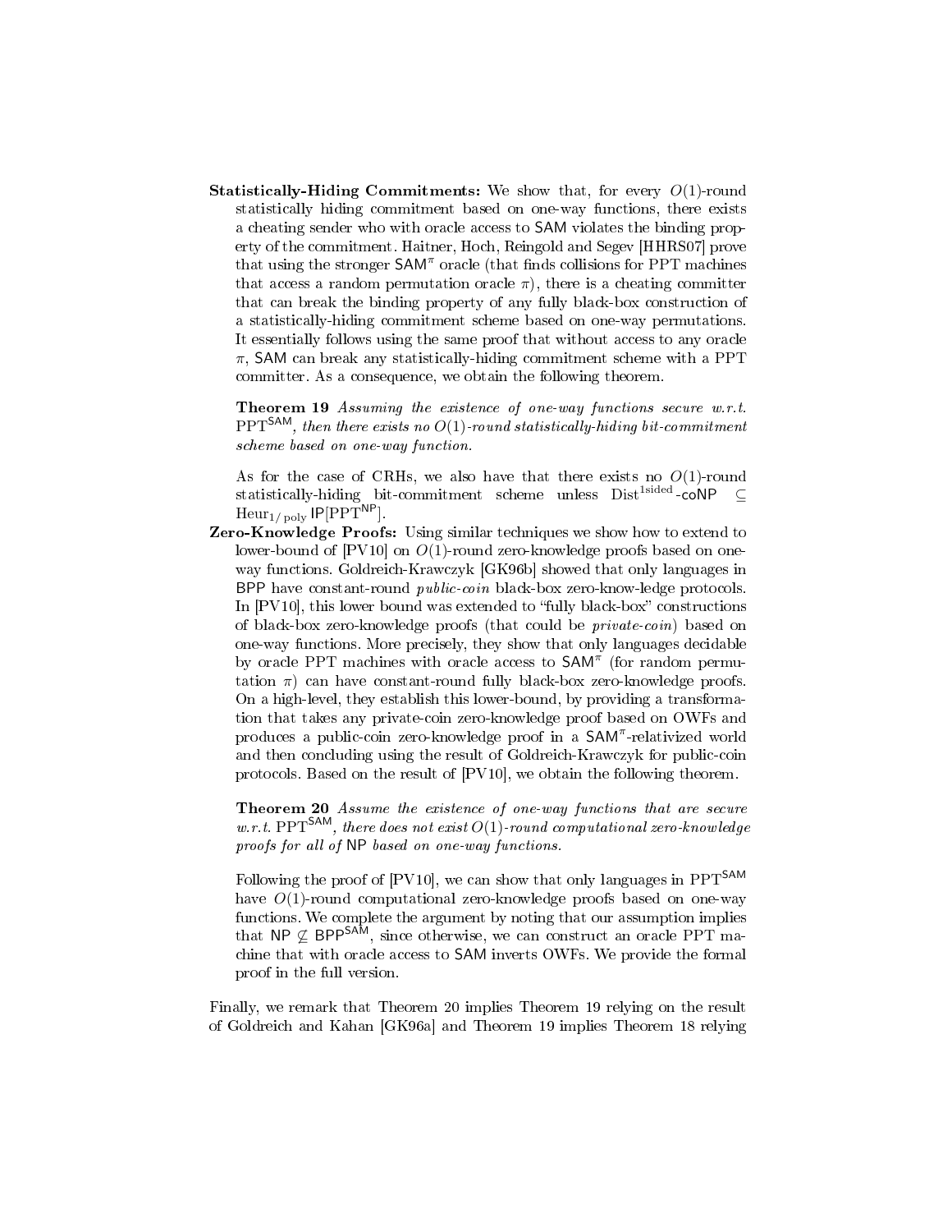**Statistically-Hiding Commitments:** We show that, for every $O(1)$-round statistically hiding commitment based on one-way functions, there exists a cheating sender who with oracle access to SAM violates the binding property of the commitment. Haitner, Hoch, Reingold and Segev [HHRS07] prove that using the stronger $\mathsf{SAM}^{\pi}$ oracle (that finds collisions for PPT machines that access a random permutation oracle $\pi$), there is a cheating committer that can break the binding property of any fully black-box construction of a statistically-hiding commitment scheme based on one-way permutations. It essentially follows using the same proof that without access to any oracle $\pi$, SAM can break any statistically-hiding commitment scheme with a PPT committer. As a consequence, we obtain the following theorem.

**Theorem 19** *Assuming the existence of one-way functions secure w.r.t.* $\mathrm{PPT}^{\mathsf{SAM}}$*, then there exists no* $O(1)$*-round statistically-hiding bit-commitment scheme based on one-way function.*

As for the case of CRHs, we also have that there exists no $O(1)$-round statistically-hiding bit-commitment scheme unless $\mathrm{Dist}^{1\mathrm{sided}}\text{-}\mathsf{coNP} \subseteq \mathrm{Heur}_{1/\mathrm{poly}}\,\mathsf{IP}[\mathrm{PPT}^{\mathsf{NP}}]$.

**Zero-Knowledge Proofs:** Using similar techniques we show how to extend to lower-bound of [PV10] on $O(1)$-round zero-knowledge proofs based on one-way functions. Goldreich-Krawczyk [GK96b] showed that only languages in BPP have constant-round *public-coin* black-box zero-know-ledge protocols. In [PV10], this lower bound was extended to "fully black-box" constructions of black-box zero-knowledge proofs (that could be *private-coin*) based on one-way functions. More precisely, they show that only languages decidable by oracle PPT machines with oracle access to $\mathsf{SAM}^{\pi}$ (for random permutation $\pi$) can have constant-round fully black-box zero-knowledge proofs. On a high-level, they establish this lower-bound, by providing a transformation that takes any private-coin zero-knowledge proof based on OWFs and produces a public-coin zero-knowledge proof in a $\mathsf{SAM}^{\pi}$-relativized world and then concluding using the result of Goldreich-Krawczyk for public-coin protocols. Based on the result of [PV10], we obtain the following theorem.

**Theorem 20** *Assume the existence of one-way functions that are secure w.r.t.* $\mathrm{PPT}^{\mathsf{SAM}}$*, there does not exist* $O(1)$*-round computational zero-knowledge proofs for all of* NP *based on one-way functions.*

Following the proof of [PV10], we can show that only languages in $\mathrm{PPT}^{\mathsf{SAM}}$ have $O(1)$-round computational zero-knowledge proofs based on one-way functions. We complete the argument by noting that our assumption implies that $\mathsf{NP} \not\subseteq \mathsf{BPP}^{\mathsf{SAM}}$, since otherwise, we can construct an oracle PPT machine that with oracle access to SAM inverts OWFs. We provide the formal proof in the full version.

Finally, we remark that Theorem 20 implies Theorem 19 relying on the result of Goldreich and Kahan [GK96a] and Theorem 19 implies Theorem 18 relying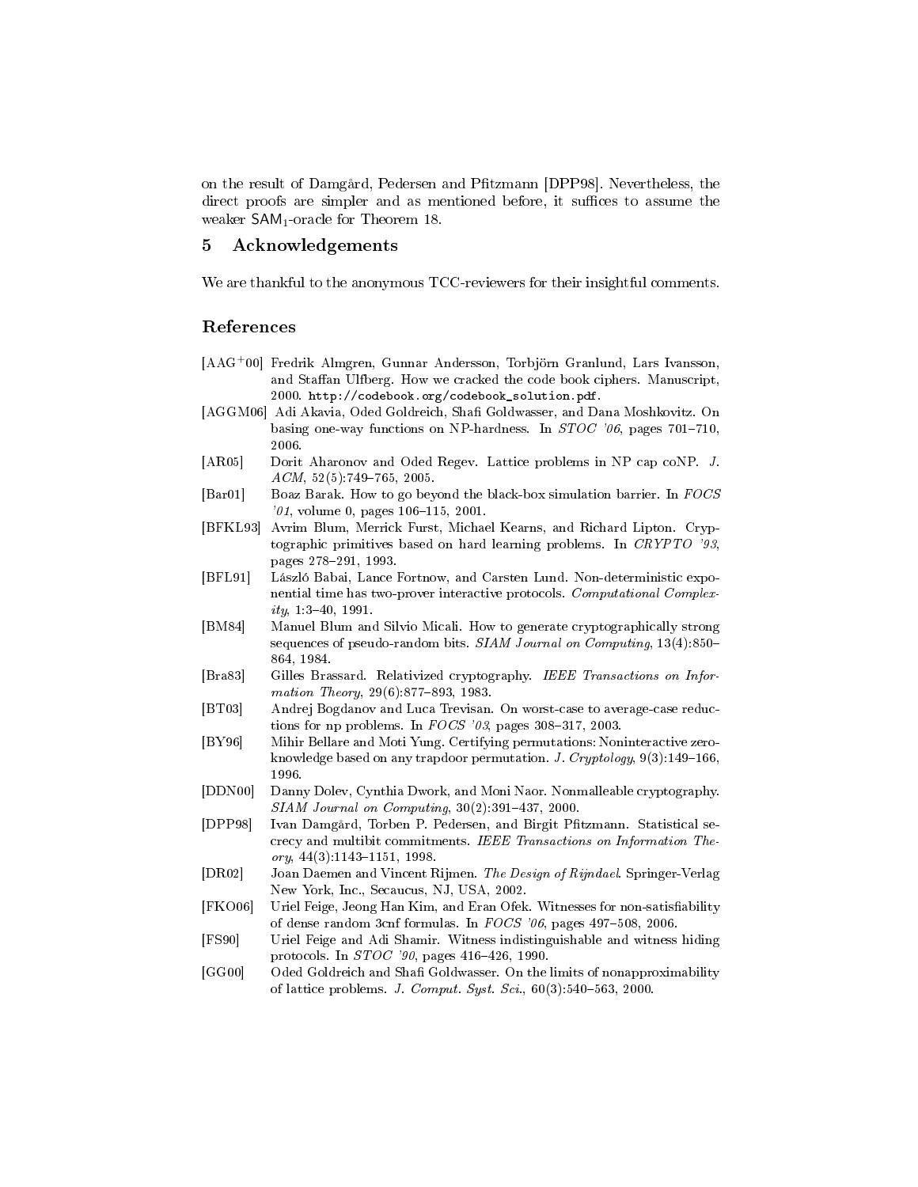on the result of Damgård, Pedersen and Pfitzmann [DPP98]. Nevertheless, the direct proofs are simpler and as mentioned before, it suffices to assume the weaker $\mathsf{SAM}_1$-oracle for Theorem 18.

## 5 Acknowledgements

We are thankful to the anonymous TCC-reviewers for their insightful comments.

## References

- [AAG+00] Fredrik Almgren, Gunnar Andersson, Torbjörn Granlund, Lars Ivansson, and Staffan Ulfberg. How we cracked the code book ciphers. Manuscript, 2000. `http://codebook.org/codebook_solution.pdf`.
- [AGGM06] Adi Akavia, Oded Goldreich, Shafi Goldwasser, and Dana Moshkovitz. On basing one-way functions on NP-hardness. In *STOC '06*, pages 701–710, 2006.
- [AR05] Dorit Aharonov and Oded Regev. Lattice problems in NP cap coNP. *J. ACM*, 52(5):749–765, 2005.
- [Bar01] Boaz Barak. How to go beyond the black-box simulation barrier. In *FOCS '01*, volume 0, pages 106–115, 2001.
- [BFKL93] Avrim Blum, Merrick Furst, Michael Kearns, and Richard Lipton. Cryptographic primitives based on hard learning problems. In *CRYPTO '93*, pages 278–291, 1993.
- [BFL91] László Babai, Lance Fortnow, and Carsten Lund. Non-deterministic exponential time has two-prover interactive protocols. *Computational Complexity*, 1:3–40, 1991.
- [BM84] Manuel Blum and Silvio Micali. How to generate cryptographically strong sequences of pseudo-random bits. *SIAM Journal on Computing*, 13(4):850–864, 1984.
- [Bra83] Gilles Brassard. Relativized cryptography. *IEEE Transactions on Information Theory*, 29(6):877–893, 1983.
- [BT03] Andrej Bogdanov and Luca Trevisan. On worst-case to average-case reductions for np problems. In *FOCS '03*, pages 308–317, 2003.
- [BY96] Mihir Bellare and Moti Yung. Certifying permutations: Noninteractive zero-knowledge based on any trapdoor permutation. *J. Cryptology*, 9(3):149–166, 1996.
- [DDN00] Danny Dolev, Cynthia Dwork, and Moni Naor. Nonmalleable cryptography. *SIAM Journal on Computing*, 30(2):391–437, 2000.
- [DPP98] Ivan Damgård, Torben P. Pedersen, and Birgit Pfitzmann. Statistical secrecy and multibit commitments. *IEEE Transactions on Information Theory*, 44(3):1143–1151, 1998.
- [DR02] Joan Daemen and Vincent Rijmen. *The Design of Rijndael*. Springer-Verlag New York, Inc., Secaucus, NJ, USA, 2002.
- [FKO06] Uriel Feige, Jeong Han Kim, and Eran Ofek. Witnesses for non-satisfiability of dense random 3cnf formulas. In *FOCS '06*, pages 497–508, 2006.
- [FS90] Uriel Feige and Adi Shamir. Witness indistinguishable and witness hiding protocols. In *STOC '90*, pages 416–426, 1990.
- [GG00] Oded Goldreich and Shafi Goldwasser. On the limits of nonapproximability of lattice problems. *J. Comput. Syst. Sci.*, 60(3):540–563, 2000.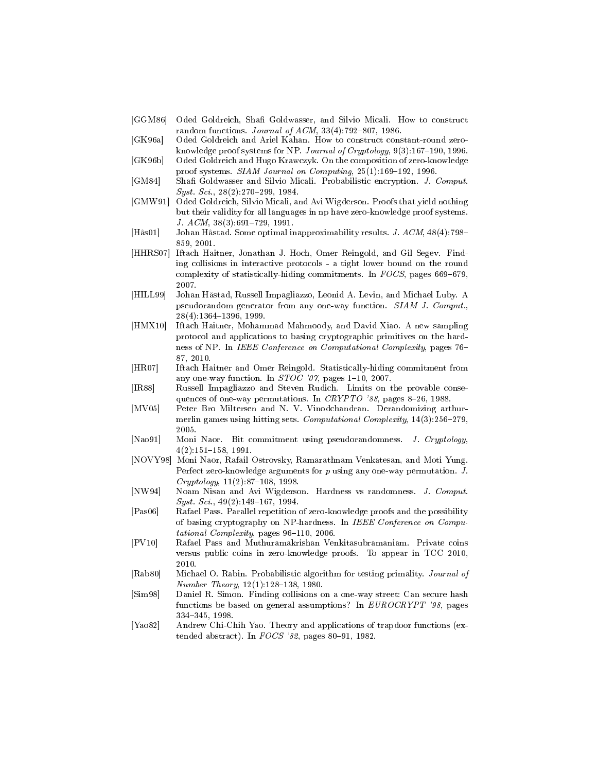[GGM86] Oded Goldreich, Shafi Goldwasser, and Silvio Micali. How to construct random functions. *Journal of ACM*, 33(4):792–807, 1986.

[GK96a] Oded Goldreich and Ariel Kahan. How to construct constant-round zero-knowledge proof systems for NP. *Journal of Cryptology*, 9(3):167–190, 1996.

[GK96b] Oded Goldreich and Hugo Krawczyk. On the composition of zero-knowledge proof systems. *SIAM Journal on Computing*, 25(1):169–192, 1996.

[GM84] Shafi Goldwasser and Silvio Micali. Probabilistic encryption. *J. Comput. Syst. Sci.*, 28(2):270–299, 1984.

[GMW91] Oded Goldreich, Silvio Micali, and Avi Wigderson. Proofs that yield nothing but their validity for all languages in np have zero-knowledge proof systems. *J. ACM*, 38(3):691–729, 1991.

[Hås01] Johan Håstad. Some optimal inapproximability results. *J. ACM*, 48(4):798–859, 2001.

[HHRS07] Iftach Haitner, Jonathan J. Hoch, Omer Reingold, and Gil Segev. Finding collisions in interactive protocols - a tight lower bound on the round complexity of statistically-hiding commitments. In *FOCS*, pages 669–679, 2007.

[HILL99] Johan Håstad, Russell Impagliazzo, Leonid A. Levin, and Michael Luby. A pseudorandom generator from any one-way function. *SIAM J. Comput.*, 28(4):1364–1396, 1999.

[HMX10] Iftach Haitner, Mohammad Mahmoody, and David Xiao. A new sampling protocol and applications to basing cryptographic primitives on the hardness of NP. In *IEEE Conference on Computational Complexity*, pages 76–87, 2010.

[HR07] Iftach Haitner and Omer Reingold. Statistically-hiding commitment from any one-way function. In *STOC '07*, pages 1–10, 2007.

[IR88] Russell Impagliazzo and Steven Rudich. Limits on the provable consequences of one-way permutations. In *CRYPTO '88*, pages 8–26, 1988.

[MV05] Peter Bro Miltersen and N. V. Vinodchandran. Derandomizing arthur-merlin games using hitting sets. *Computational Complexity*, 14(3):256–279, 2005.

[Nao91] Moni Naor. Bit commitment using pseudorandomness. *J. Cryptology*, 4(2):151–158, 1991.

[NOVY98] Moni Naor, Rafail Ostrovsky, Ramarathnam Venkatesan, and Moti Yung. Perfect zero-knowledge arguments for *p* using any one-way permutation. *J. Cryptology*, 11(2):87–108, 1998.

[NW94] Noam Nisan and Avi Wigderson. Hardness vs randomness. *J. Comput. Syst. Sci.*, 49(2):149–167, 1994.

[Pas06] Rafael Pass. Parallel repetition of zero-knowledge proofs and the possibility of basing cryptography on NP-hardness. In *IEEE Conference on Computational Complexity*, pages 96–110, 2006.

[PV10] Rafael Pass and Muthuramakrishan Venkitasubramaniam. Private coins versus public coins in zero-knowledge proofs. To appear in TCC 2010, 2010.

[Rab80] Michael O. Rabin. Probabilistic algorithm for testing primality. *Journal of Number Theory*, 12(1):128–138, 1980.

[Sim98] Daniel R. Simon. Finding collisions on a one-way street: Can secure hash functions be based on general assumptions? In *EUROCRYPT '98*, pages 334–345, 1998.

[Yao82] Andrew Chi-Chih Yao. Theory and applications of trapdoor functions (extended abstract). In *FOCS '82*, pages 80–91, 1982.